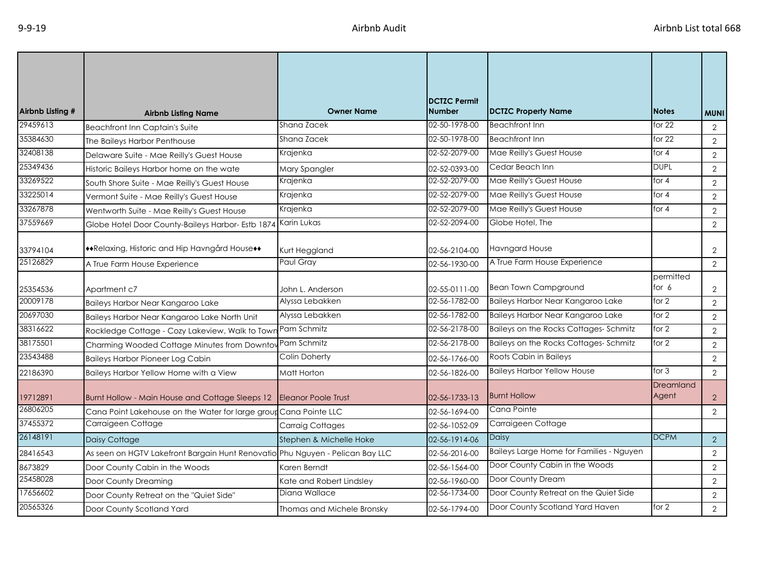| Airbnb Listing # | Airbnb Listing Name | Owner Name | DCTZC Permit Number | DCTZC Property Name | Notes | MUNI |
|---|---|---|---|---|---|---|
| 29459613 | Beachfront Inn Captain's Suite | Shana Zacek | 02-50-1978-00 | Beachfront Inn | for 22 | 2 |
| 35384630 | The Baileys Harbor Penthouse | Shana Zacek | 02-50-1978-00 | Beachfront Inn | for 22 | 2 |
| 32408138 | Delaware Suite - Mae Reilly's Guest House | Krajenka | 02-52-2079-00 | Mae Reilly's Guest House | for 4 | 2 |
| 25349436 | Historic Baileys Harbor home on the wate | Mary Spangler | 02-52-0393-00 | Cedar Beach Inn | DUPL | 2 |
| 33269522 | South Shore Suite - Mae Reilly's Guest House | Krajenka | 02-52-2079-00 | Mae Reilly's Guest House | for 4 | 2 |
| 33225014 | Vermont Suite - Mae Reilly's Guest House | Krajenka | 02-52-2079-00 | Mae Reilly's Guest House | for 4 | 2 |
| 33267878 | Wentworth Suite - Mae Reilly's Guest House | Krajenka | 02-52-2079-00 | Mae Reilly's Guest House | for 4 | 2 |
| 37559669 | Globe Hotel Door County-Baileys Harbor- Estb 1874 | Karin Lukas | 02-52-2094-00 | Globe Hotel, The | | 2 |
| 33794104 | ♦♦Relaxing, Historic and Hip Havngård House♦♦ | Kurt Heggland | 02-56-2104-00 | Havngard House | | 2 |
| 25126829 | A True Farm House Experience | Paul Gray | 02-56-1930-00 | A True Farm House Experience | | 2 |
| 25354536 | Apartment c7 | John L. Anderson | 02-55-0111-00 | Bean Town Campground | permitted for 6 | 2 |
| 20009178 | Baileys Harbor Near Kangaroo Lake | Alyssa Lebakken | 02-56-1782-00 | Baileys Harbor Near Kangaroo Lake | for 2 | 2 |
| 20697030 | Baileys Harbor Near Kangaroo Lake North Unit | Alyssa Lebakken | 02-56-1782-00 | Baileys Harbor Near Kangaroo Lake | for 2 | 2 |
| 38316622 | Rockledge Cottage - Cozy Lakeview, Walk to Town | Pam Schmitz | 02-56-2178-00 | Baileys on the Rocks Cottages- Schmitz | for 2 | 2 |
| 38175501 | Charming Wooded Cottage Minutes from Downtov | Pam Schmitz | 02-56-2178-00 | Baileys on the Rocks Cottages- Schmitz | for 2 | 2 |
| 23543488 | Baileys Harbor Pioneer Log Cabin | Colin Doherty | 02-56-1766-00 | Roots Cabin in Baileys | | 2 |
| 22186390 | Baileys Harbor Yellow Home with a View | Matt Horton | 02-56-1826-00 | Baileys Harbor Yellow House | for 3 | 2 |
| 19712891 | Burnt Hollow - Main House and Cottage Sleeps 12 | Eleanor Poole Trust | 02-56-1733-13 | Burnt Hollow | Dreamland Agent | 2 |
| 26806205 | Cana Point Lakehouse on the Water for large group | Cana Pointe LLC | 02-56-1694-00 | Cana Pointe | | 2 |
| 37455372 | Carraigeen Cottage | Carraig Cottages | 02-56-1052-09 | Carraigeen Cottage | | |
| 26148191 | Daisy Cottage | Stephen & Michelle Hoke | 02-56-1914-06 | Daisy | DCPM | 2 |
| 28416543 | As seen on HGTV Lakefront Bargain Hunt Renovatio | Phu Nguyen - Pelican Bay LLC | 02-56-2016-00 | Baileys Large Home for Families - Nguyen | | 2 |
| 8673829 | Door County Cabin in the Woods | Karen Berndt | 02-56-1564-00 | Door County Cabin in the Woods | | 2 |
| 25458028 | Door County Dreaming | Kate and Robert Lindsley | 02-56-1960-00 | Door County Dream | | 2 |
| 17656602 | Door County Retreat on the "Quiet Side" | Diana Wallace | 02-56-1734-00 | Door County Retreat on the Quiet Side | | 2 |
| 20565326 | Door County Scotland Yard | Thomas and Michele Bronsky | 02-56-1794-00 | Door County Scotland Yard Haven | for 2 | 2 |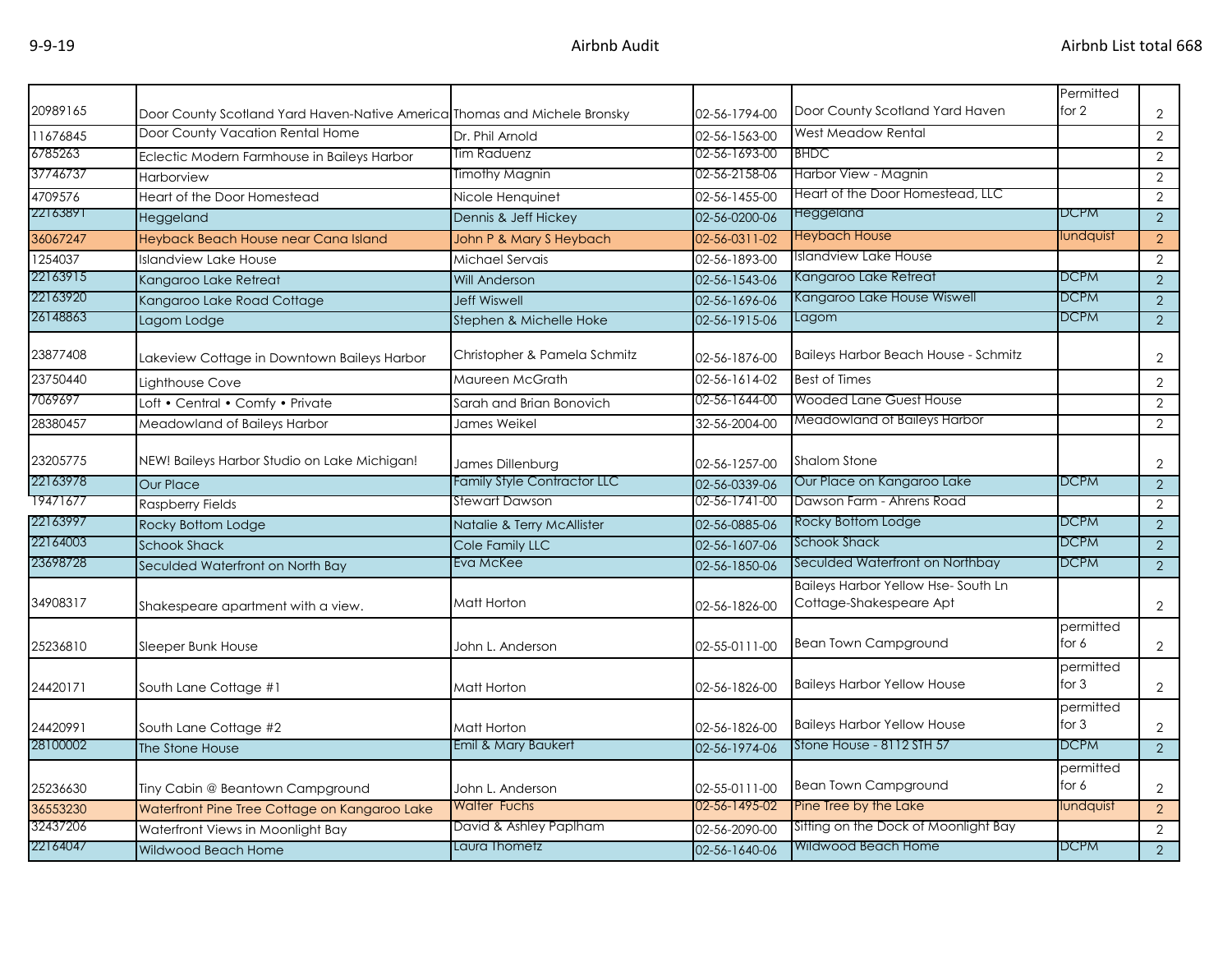| | | | | | | |
|---|---|---|---|---|---|---|
| 20989165 | Door County Scotland Yard Haven-Native America | Thomas and Michele Bronsky | 02-56-1794-00 | Door County Scotland Yard Haven | Permitted for 2 | 2 |
| 11676845 | Door County Vacation Rental Home | Dr. Phil Arnold | 02-56-1563-00 | West Meadow Rental | | 2 |
| 6785263 | Eclectic Modern Farmhouse in Baileys Harbor | Tim Raduenz | 02-56-1693-00 | BHDC | | 2 |
| 37746737 | Harborview | Timothy Magnin | 02-56-2158-06 | Harbor View - Magnin | | 2 |
| 4709576 | Heart of the Door Homestead | Nicole Henquinet | 02-56-1455-00 | Heart of the Door Homestead, LLC | | 2 |
| 22163891 | Heggeland | Dennis & Jeff Hickey | 02-56-0200-06 | Heggeland | DCPM | 2 |
| 36067247 | Heyback Beach House near Cana Island | John P & Mary S Heybach | 02-56-0311-02 | Heybach House | lundquist | 2 |
| 1254037 | Islandview Lake House | Michael Servais | 02-56-1893-00 | Islandview Lake House | | 2 |
| 22163915 | Kangaroo Lake Retreat | Will Anderson | 02-56-1543-06 | Kangaroo Lake Retreat | DCPM | 2 |
| 22163920 | Kangaroo Lake Road Cottage | Jeff Wiswell | 02-56-1696-06 | Kangaroo Lake House Wiswell | DCPM | 2 |
| 26148863 | Lagom Lodge | Stephen & Michelle Hoke | 02-56-1915-06 | Lagom | DCPM | 2 |
| 23877408 | Lakeview Cottage in Downtown Baileys Harbor | Christopher & Pamela Schmitz | 02-56-1876-00 | Baileys Harbor Beach House - Schmitz | | 2 |
| 23750440 | Lighthouse Cove | Maureen McGrath | 02-56-1614-02 | Best of Times | | 2 |
| 7069697 | Loft • Central • Comfy • Private | Sarah and Brian Bonovich | 02-56-1644-00 | Wooded Lane Guest House | | 2 |
| 28380457 | Meadowland of Baileys Harbor | James Weikel | 32-56-2004-00 | Meadowland of Baileys Harbor | | 2 |
| 23205775 | NEW! Baileys Harbor Studio on Lake Michigan! | James Dillenburg | 02-56-1257-00 | Shalom Stone | | 2 |
| 22163978 | Our Place | Family Style Contractor LLC | 02-56-0339-06 | Our Place on Kangaroo Lake | DCPM | 2 |
| 19471677 | Raspberry Fields | Stewart Dawson | 02-56-1741-00 | Dawson Farm - Ahrens Road | | 2 |
| 22163997 | Rocky Bottom Lodge | Natalie & Terry McAllister | 02-56-0885-06 | Rocky Bottom Lodge | DCPM | 2 |
| 22164003 | Schook Shack | Cole Family LLC | 02-56-1607-06 | Schook Shack | DCPM | 2 |
| 23698728 | Seculded Waterfront on North Bay | Eva McKee | 02-56-1850-06 | Seculded Waterfront on Northbay | DCPM | 2 |
| 34908317 | Shakespeare apartment with a view. | Matt Horton | 02-56-1826-00 | Baileys Harbor Yellow Hse- South Ln Cottage-Shakespeare Apt | | 2 |
| 25236810 | Sleeper Bunk House | John L. Anderson | 02-55-0111-00 | Bean Town Campground | permitted for 6 | 2 |
| 24420171 | South Lane Cottage #1 | Matt Horton | 02-56-1826-00 | Baileys Harbor Yellow House | permitted for 3 | 2 |
| 24420991 | South Lane Cottage #2 | Matt Horton | 02-56-1826-00 | Baileys Harbor Yellow House | permitted for 3 | 2 |
| 28100002 | The Stone House | Emil & Mary Baukert | 02-56-1974-06 | Stone House - 8112 STH 57 | DCPM | 2 |
| 25236630 | Tiny Cabin @ Beantown Campground | John L. Anderson | 02-55-0111-00 | Bean Town Campground | permitted for 6 | 2 |
| 36553230 | Waterfront Pine Tree Cottage on Kangaroo Lake | Walter Fuchs | 02-56-1495-02 | Pine Tree by the Lake | lundquist | 2 |
| 32437206 | Waterfront Views in Moonlight Bay | David & Ashley Paplham | 02-56-2090-00 | Sitting on the Dock of Moonlight Bay | | 2 |
| 22164047 | Wildwood Beach Home | Laura Thometz | 02-56-1640-06 | Wildwood Beach Home | DCPM | 2 |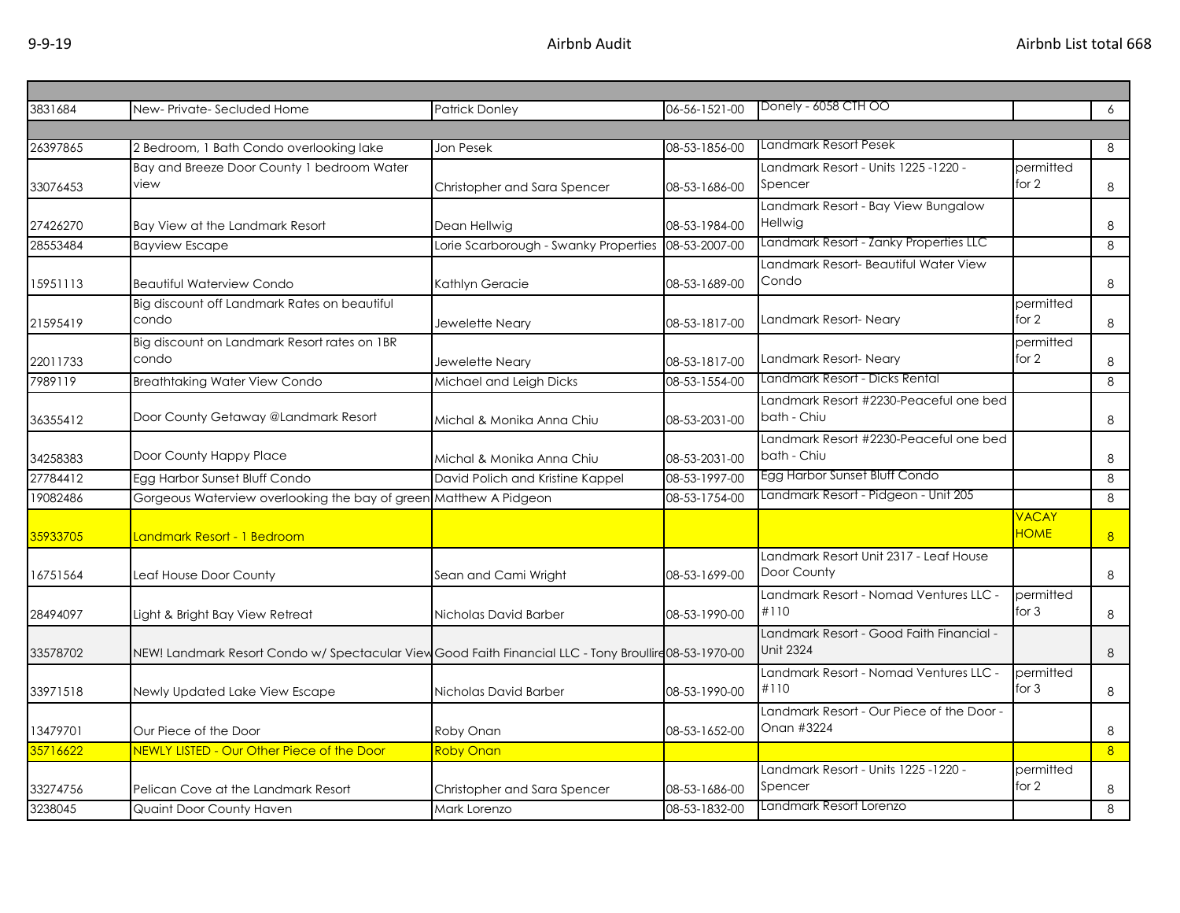| | | | | | | |
|---|---|---|---|---|---|---|
| 3831684 | New- Private- Secluded Home | Patrick Donley | 06-56-1521-00 | Donely - 6058 CTH OO | | 6 |
| | | | | | | |
| 26397865 | 2 Bedroom, 1 Bath Condo overlooking lake | Jon Pesek | 08-53-1856-00 | Landmark Resort Pesek | | 8 |
| 33076453 | Bay and Breeze Door County 1 bedroom Water view | Christopher and Sara Spencer | 08-53-1686-00 | Landmark Resort - Units 1225 -1220 - Spencer | permitted for 2 | 8 |
| 27426270 | Bay View at the Landmark Resort | Dean Hellwig | 08-53-1984-00 | Landmark Resort - Bay View Bungalow Hellwig | | 8 |
| 28553484 | Bayview Escape | Lorie Scarborough - Swanky Properties | 08-53-2007-00 | Landmark Resort - Zanky Properties LLC | | 8 |
| 15951113 | Beautiful Waterview Condo | Kathlyn Geracie | 08-53-1689-00 | Landmark Resort- Beautiful Water View Condo | | 8 |
| 21595419 | Big discount off Landmark Rates on beautiful condo | Jewelette Neary | 08-53-1817-00 | Landmark Resort- Neary | permitted for 2 | 8 |
| 22011733 | Big discount on Landmark Resort rates on 1BR condo | Jewelette Neary | 08-53-1817-00 | Landmark Resort- Neary | permitted for 2 | 8 |
| 7989119 | Breathtaking Water View Condo | Michael and Leigh Dicks | 08-53-1554-00 | Landmark Resort - Dicks Rental | | 8 |
| 36355412 | Door County Getaway @Landmark Resort | Michal & Monika Anna Chiu | 08-53-2031-00 | Landmark Resort #2230-Peaceful one bed bath - Chiu | | 8 |
| 34258383 | Door County Happy Place | Michal & Monika Anna Chiu | 08-53-2031-00 | Landmark Resort #2230-Peaceful one bed bath - Chiu | | 8 |
| 27784412 | Egg Harbor Sunset Bluff Condo | David Polich and Kristine Kappel | 08-53-1997-00 | Egg Harbor Sunset Bluff Condo | | 8 |
| 19082486 | Gorgeous Waterview overlooking the bay of green | Matthew A Pidgeon | 08-53-1754-00 | Landmark Resort - Pidgeon - Unit 205 | | 8 |
| 35933705 | Landmark Resort - 1 Bedroom | | | | VACAY HOME | 8 |
| 16751564 | Leaf House Door County | Sean and Cami Wright | 08-53-1699-00 | Landmark Resort Unit 2317 - Leaf House Door County | | 8 |
| 28494097 | Light & Bright Bay View Retreat | Nicholas David Barber | 08-53-1990-00 | Landmark Resort - Nomad Ventures LLC - #110 | permitted for 3 | 8 |
| 33578702 | NEW! Landmark Resort Condo w/ Spectacular View | Good Faith Financial LLC - Tony Broullire | 08-53-1970-00 | Landmark Resort - Good Faith Financial - Unit 2324 | | 8 |
| 33971518 | Newly Updated Lake View Escape | Nicholas David Barber | 08-53-1990-00 | Landmark Resort - Nomad Ventures LLC - #110 | permitted for 3 | 8 |
| 13479701 | Our Piece of the Door | Roby Onan | 08-53-1652-00 | Landmark Resort - Our Piece of the Door - Onan #3224 | | 8 |
| 35716622 | NEWLY LISTED - Our Other Piece of the Door | Roby Onan | | | | 8 |
| 33274756 | Pelican Cove at the Landmark Resort | Christopher and Sara Spencer | 08-53-1686-00 | Landmark Resort - Units 1225 -1220 - Spencer | permitted for 2 | 8 |
| 3238045 | Quaint Door County Haven | Mark Lorenzo | 08-53-1832-00 | Landmark Resort Lorenzo | | 8 |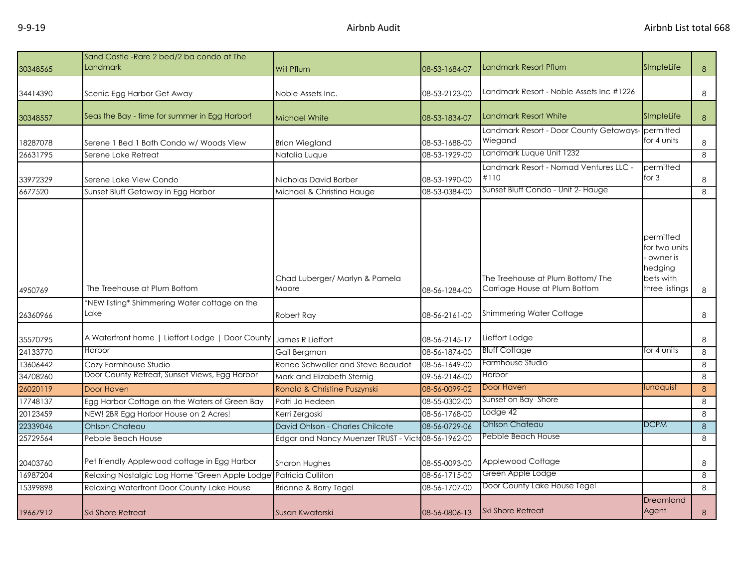| | | | | | | |
|---|---|---|---|---|---|---|
| 30348565 | Sand Castle -Rare 2 bed/2 ba condo at The Landmark | Will Pflum | 08-53-1684-07 | Landmark Resort Pflum | SImpleLife | 8 |
| 34414390 | Scenic Egg Harbor Get Away | Noble Assets Inc. | 08-53-2123-00 | Landmark Resort - Noble Assets Inc #1226 | | 8 |
| 30348557 | Seas the Bay - time for summer in Egg Harbor! | Michael White | 08-53-1834-07 | Landmark Resort White | SImpleLife | 8 |
| 18287078 | Serene 1 Bed 1 Bath Condo w/ Woods View | Brian Wiegland | 08-53-1688-00 | Landmark Resort - Door County Getaways-Wiegand | permitted for 4 units | 8 |
| 26631795 | Serene Lake Retreat | Natalia Luque | 08-53-1929-00 | Landmark Luque Unit 1232 | | 8 |
| 33972329 | Serene Lake View Condo | Nicholas David Barber | 08-53-1990-00 | Landmark Resort - Nomad Ventures LLC - #110 | permitted for 3 | 8 |
| 6677520 | Sunset Bluff Getaway in Egg Harbor | Michael & Christina Hauge | 08-53-0384-00 | Sunset Bluff Condo - Unit 2- Hauge | | 8 |
| 4950769 | The Treehouse at Plum Bottom | Chad Luberger/ Marlyn & Pamela Moore | 08-56-1284-00 | The Treehouse at Plum Bottom/ The Carriage House at Plum Bottom | permitted for two units - owner is hedging bets with three listings | 8 |
| 26360966 | *NEW listing* Shimmering Water cottage on the Lake | Robert Ray | 08-56-2161-00 | Shimmering Water Cottage | | 8 |
| 35570795 | A Waterfront home \| Lieffort Lodge \| Door County | James R Lieffort | 08-56-2145-17 | Lieffort Lodge | | 8 |
| 24133770 | Harbor | Gail Bergman | 08-56-1874-00 | Bluff Cottage | for 4 units | 8 |
| 13606442 | Cozy Farmhouse Studio | Renee Schwaller and Steve Beaudot | 08-56-1649-00 | Farmhouse Studio | | 8 |
| 34708260 | Door County Retreat, Sunset Views, Egg Harbor | Mark and Elizabeth Sternig | 09-56-2146-00 | Harbor | | 8 |
| 26020119 | Door Haven | Ronald & Christine Puszynski | 08-56-0099-02 | Door Haven | lundquist | 8 |
| 17748137 | Egg Harbor Cottage on the Waters of Green Bay | Patti Jo Hedeen | 08-55-0302-00 | Sunset on Bay Shore | | 8 |
| 20123459 | NEW! 2BR Egg Harbor House on 2 Acres! | Kerri Zergoski | 08-56-1768-00 | Lodge 42 | | 8 |
| 22339046 | Ohlson Chateau | David Ohlson - Charles Chilcote | 08-56-0729-06 | Ohlson Chateau | DCPM | 8 |
| 25729564 | Pebble Beach House | Edgar and Nancy Muenzer TRUST - Victo | 08-56-1962-00 | Pebble Beach House | | 8 |
| 20403760 | Pet friendly Applewood cottage in Egg Harbor | Sharon Hughes | 08-55-0093-00 | Applewood Cottage | | 8 |
| 16987204 | Relaxing Nostalgic Log Home "Green Apple Lodge" | Patricia Culliton | 08-56-1715-00 | Green Apple Lodge | | 8 |
| 15399898 | Relaxing Waterfront Door County Lake House | Brianne & Barry Tegel | 08-56-1707-00 | Door County Lake House Tegel | | 8 |
| 19667912 | Ski Shore Retreat | Susan Kwaterski | 08-56-0806-13 | Ski Shore Retreat | Dreamland Agent | 8 |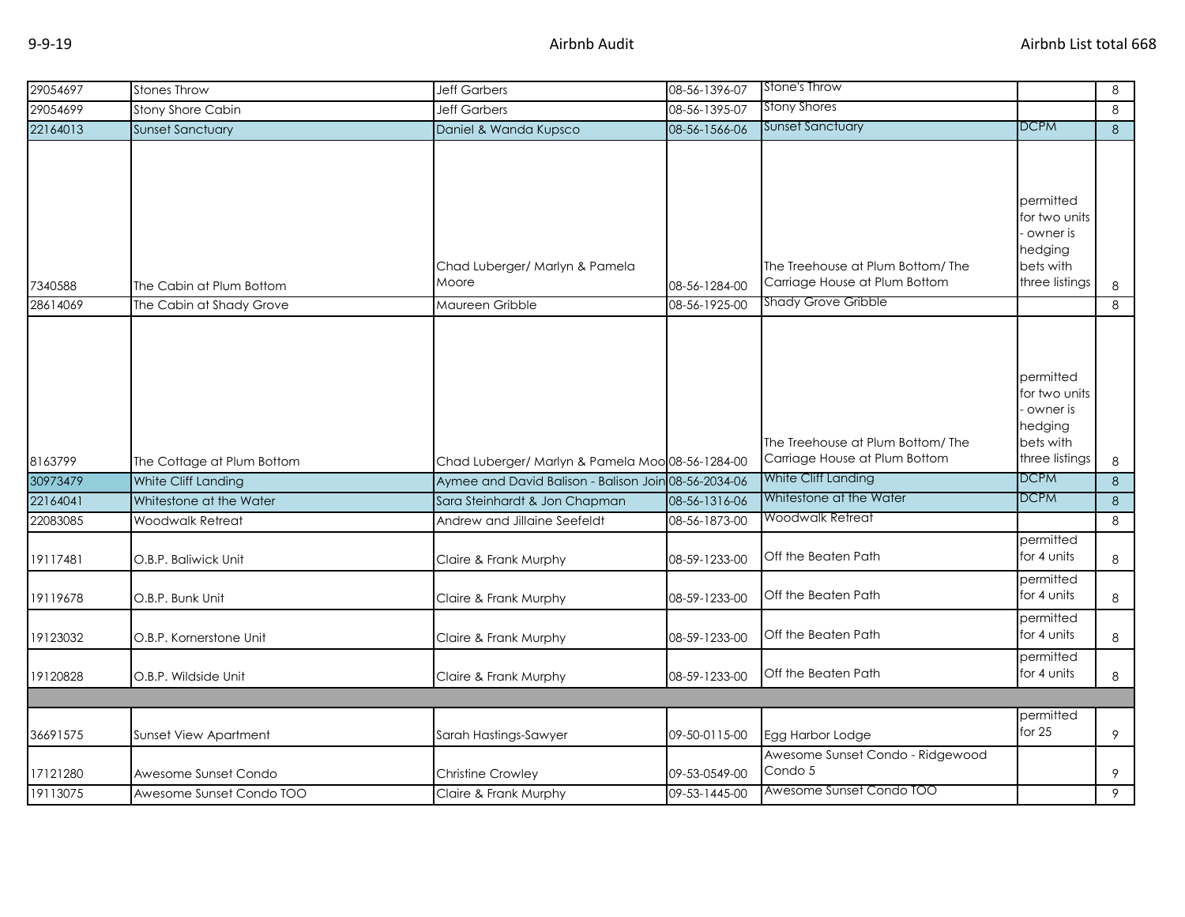| | | | | | | |
|---|---|---|---|---|---|---|
| 29054697 | Stones Throw | Jeff Garbers | 08-56-1396-07 | Stone's Throw | | 8 |
| 29054699 | Stony Shore Cabin | Jeff Garbers | 08-56-1395-07 | Stony Shores | | 8 |
| 22164013 | Sunset Sanctuary | Daniel & Wanda Kupsco | 08-56-1566-06 | Sunset Sanctuary | DCPM | 8 |
| 7340588 | The Cabin at Plum Bottom | Chad Luberger/ Marlyn & Pamela Moore | 08-56-1284-00 | The Treehouse at Plum Bottom/ The Carriage House at Plum Bottom | permitted for two units - owner is hedging bets with three listings | 8 |
| 28614069 | The Cabin at Shady Grove | Maureen Gribble | 08-56-1925-00 | Shady Grove Gribble | | 8 |
| 8163799 | The Cottage at Plum Bottom | Chad Luberger/ Marlyn & Pamela Moo | 08-56-1284-00 | The Treehouse at Plum Bottom/ The Carriage House at Plum Bottom | permitted for two units - owner is hedging bets with three listings | 8 |
| 30973479 | White Cliff Landing | Aymee and David Balison - Balison Join | 08-56-2034-06 | White Cliff Landing | DCPM | 8 |
| 22164041 | Whitestone at the Water | Sara Steinhardt & Jon Chapman | 08-56-1316-06 | Whitestone at the Water | DCPM | 8 |
| 22083085 | Woodwalk Retreat | Andrew and Jillaine Seefeldt | 08-56-1873-00 | Woodwalk Retreat | | 8 |
| 19117481 | O.B.P. Baliwick Unit | Claire & Frank Murphy | 08-59-1233-00 | Off the Beaten Path | permitted for 4 units | 8 |
| 19119678 | O.B.P. Bunk Unit | Claire & Frank Murphy | 08-59-1233-00 | Off the Beaten Path | permitted for 4 units | 8 |
| 19123032 | O.B.P. Kornerstone Unit | Claire & Frank Murphy | 08-59-1233-00 | Off the Beaten Path | permitted for 4 units | 8 |
| 19120828 | O.B.P. Wildside Unit | Claire & Frank Murphy | 08-59-1233-00 | Off the Beaten Path | permitted for 4 units | 8 |
| | | | | | | |
| 36691575 | Sunset View Apartment | Sarah Hastings-Sawyer | 09-50-0115-00 | Egg Harbor Lodge | permitted for 25 | 9 |
| 17121280 | Awesome Sunset Condo | Christine Crowley | 09-53-0549-00 | Awesome Sunset Condo - Ridgewood Condo 5 | | 9 |
| 19113075 | Awesome Sunset Condo TOO | Claire & Frank Murphy | 09-53-1445-00 | Awesome Sunset Condo TOO | | 9 |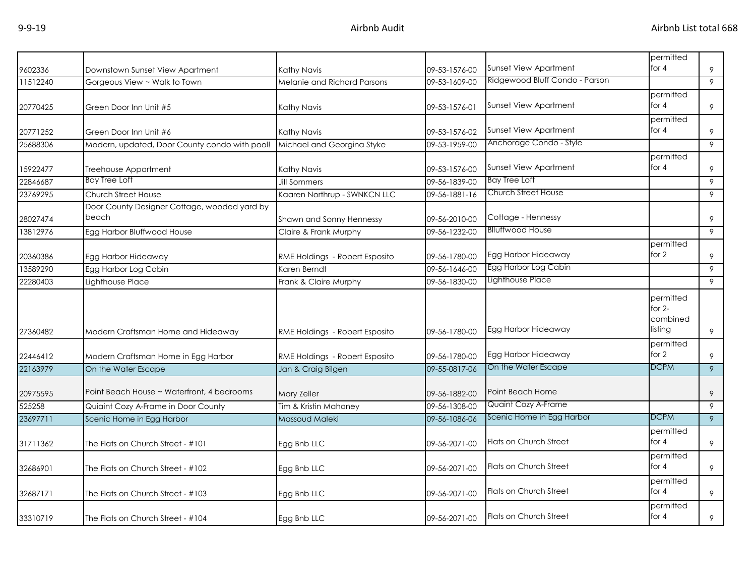| | | | | | | |
|---|---|---|---|---|---|---|
| 9602336 | Downtown Sunset View Apartment | Kathy Navis | 09-53-1576-00 | Sunset View Apartment | permitted for 4 | 9 |
| 11512240 | Gorgeous View ~ Walk to Town | Melanie and Richard Parsons | 09-53-1609-00 | Ridgewood Bluff Condo - Parson | | 9 |
| 20770425 | Green Door Inn Unit #5 | Kathy Navis | 09-53-1576-01 | Sunset View Apartment | permitted for 4 | 9 |
| 20771252 | Green Door Inn Unit #6 | Kathy Navis | 09-53-1576-02 | Sunset View Apartment | permitted for 4 | 9 |
| 25688306 | Modern, updated, Door County condo with pool! | Michael and Georgina Styke | 09-53-1959-00 | Anchorage Condo - Style | | 9 |
| 15922477 | Treehouse Appartment | Kathy Navis | 09-53-1576-00 | Sunset View Apartment | permitted for 4 | 9 |
| 22846687 | Bay Tree Loft | Jill Sommers | 09-56-1839-00 | Bay Tree Loft | | 9 |
| 23769295 | Church Street House | Kaaren Northrup - SWNKCN LLC | 09-56-1881-16 | Church Street House | | 9 |
| 28027474 | Door County Designer Cottage, wooded yard by beach | Shawn and Sonny Hennessy | 09-56-2010-00 | Cottage - Hennessy | | 9 |
| 13812976 | Egg Harbor Bluffwood House | Claire & Frank Murphy | 09-56-1232-00 | Blluffwood House | | 9 |
| 20360386 | Egg Harbor Hideaway | RME Holdings - Robert Esposito | 09-56-1780-00 | Egg Harbor Hideaway | permitted for 2 | 9 |
| 13589290 | Egg Harbor Log Cabin | Karen Berndt | 09-56-1646-00 | Egg Harbor Log Cabin | | 9 |
| 22280403 | Lighthouse Place | Frank & Claire Murphy | 09-56-1830-00 | Lighthouse Place | | 9 |
| 27360482 | Modern Craftsman Home and Hideaway | RME Holdings - Robert Esposito | 09-56-1780-00 | Egg Harbor Hideaway | permitted for 2- combined listing | 9 |
| 22446412 | Modern Craftsman Home in Egg Harbor | RME Holdings - Robert Esposito | 09-56-1780-00 | Egg Harbor Hideaway | permitted for 2 | 9 |
| 22163979 | On the Water Escape | Jan & Craig Bilgen | 09-55-0817-06 | On the Water Escape | DCPM | 9 |
| 20975595 | Point Beach House ~ Waterfront, 4 bedrooms | Mary Zeller | 09-56-1882-00 | Point Beach Home | | 9 |
| 525258 | Quiaint Cozy A-Frame in Door County | Tim & Kristin Mahoney | 09-56-1308-00 | Quaint Cozy A-Frame | | 9 |
| 23697711 | Scenic Home in Egg Harbor | Massoud Maleki | 09-56-1086-06 | Scenic Home in Egg Harbor | DCPM | 9 |
| 31711362 | The Flats on Church Street - #101 | Egg Bnb LLC | 09-56-2071-00 | Flats on Church Street | permitted for 4 | 9 |
| 32686901 | The Flats on Church Street - #102 | Egg Bnb LLC | 09-56-2071-00 | Flats on Church Street | permitted for 4 | 9 |
| 32687171 | The Flats on Church Street - #103 | Egg Bnb LLC | 09-56-2071-00 | Flats on Church Street | permitted for 4 | 9 |
| 33310719 | The Flats on Church Street - #104 | Egg Bnb LLC | 09-56-2071-00 | Flats on Church Street | permitted for 4 | 9 |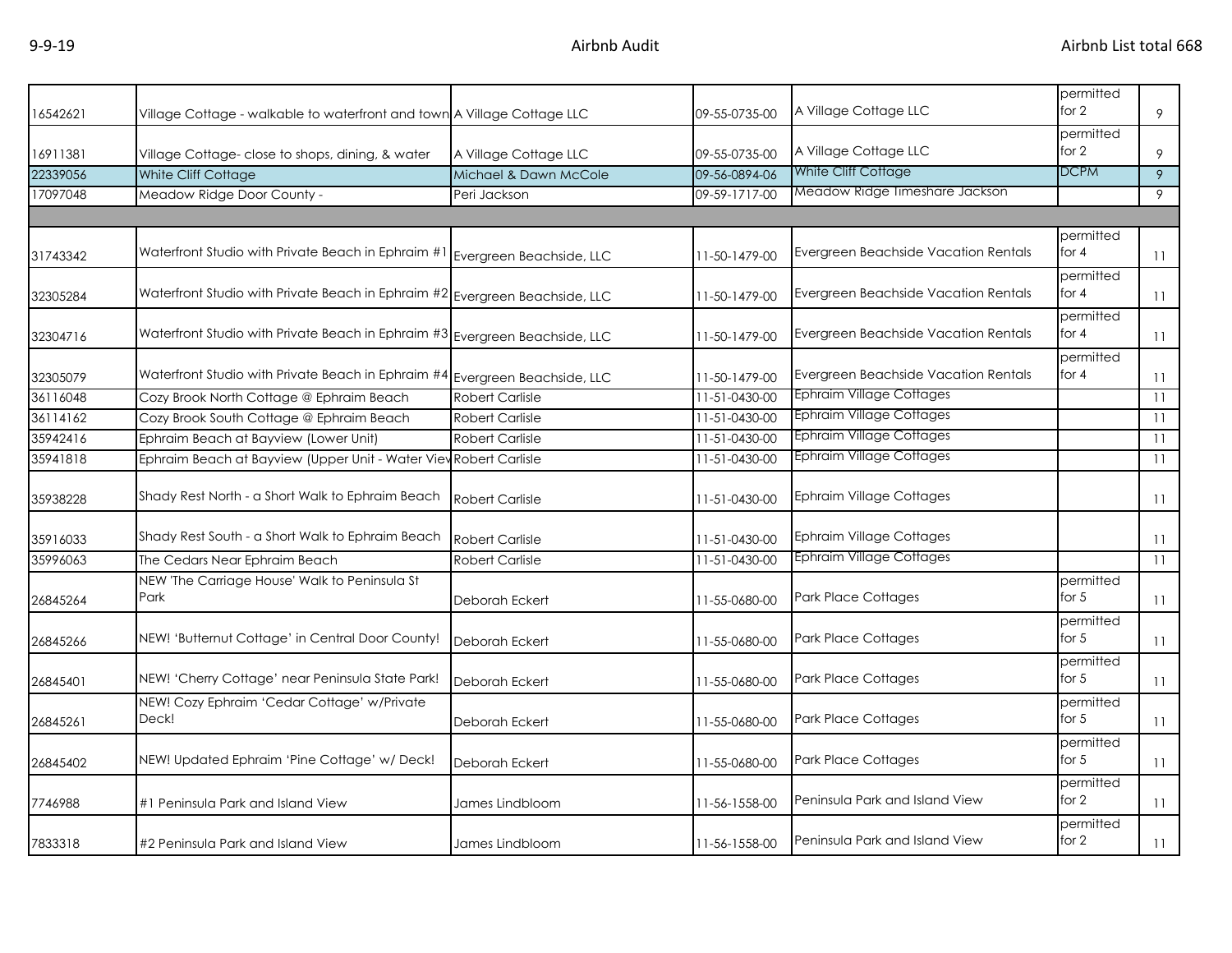| | | | | | | |
|---|---|---|---|---|---|---|
| 16542621 | Village Cottage - walkable to waterfront and town | A Village Cottage LLC | 09-55-0735-00 | A Village Cottage LLC | permitted for 2 | 9 |
| 16911381 | Village Cottage- close to shops, dining, & water | A Village Cottage LLC | 09-55-0735-00 | A Village Cottage LLC | permitted for 2 | 9 |
| 22339056 | White Cliff Cottage | Michael & Dawn McCole | 09-56-0894-06 | White Cliff Cottage | DCPM | 9 |
| 17097048 | Meadow Ridge Door County - | Peri Jackson | 09-59-1717-00 | Meadow Ridge Timeshare Jackson | | 9 |
| | | | | | | |
| 31743342 | Waterfront Studio with Private Beach in Ephraim #1 | Evergreen Beachside, LLC | 11-50-1479-00 | Evergreen Beachside Vacation Rentals | permitted for 4 | 11 |
| 32305284 | Waterfront Studio with Private Beach in Ephraim #2 | Evergreen Beachside, LLC | 11-50-1479-00 | Evergreen Beachside Vacation Rentals | permitted for 4 | 11 |
| 32304716 | Waterfront Studio with Private Beach in Ephraim #3 | Evergreen Beachside, LLC | 11-50-1479-00 | Evergreen Beachside Vacation Rentals | permitted for 4 | 11 |
| 32305079 | Waterfront Studio with Private Beach in Ephraim #4 | Evergreen Beachside, LLC | 11-50-1479-00 | Evergreen Beachside Vacation Rentals | permitted for 4 | 11 |
| 36116048 | Cozy Brook North Cottage @ Ephraim Beach | Robert Carlisle | 11-51-0430-00 | Ephraim Village Cottages | | 11 |
| 36114162 | Cozy Brook South Cottage @ Ephraim Beach | Robert Carlisle | 11-51-0430-00 | Ephraim Village Cottages | | 11 |
| 35942416 | Ephraim Beach at Bayview (Lower Unit) | Robert Carlisle | 11-51-0430-00 | Ephraim Village Cottages | | 11 |
| 35941818 | Ephraim Beach at Bayview (Upper Unit - Water Viev | Robert Carlisle | 11-51-0430-00 | Ephraim Village Cottages | | 11 |
| 35938228 | Shady Rest North - a Short Walk to Ephraim Beach | Robert Carlisle | 11-51-0430-00 | Ephraim Village Cottages | | 11 |
| 35916033 | Shady Rest South - a Short Walk to Ephraim Beach | Robert Carlisle | 11-51-0430-00 | Ephraim Village Cottages | | 11 |
| 35996063 | The Cedars Near Ephraim Beach | Robert Carlisle | 11-51-0430-00 | Ephraim Village Cottages | | 11 |
| 26845264 | NEW 'The Carriage House' Walk to Peninsula St Park | Deborah Eckert | 11-55-0680-00 | Park Place Cottages | permitted for 5 | 11 |
| 26845266 | NEW! 'Butternut Cottage' in Central Door County! | Deborah Eckert | 11-55-0680-00 | Park Place Cottages | permitted for 5 | 11 |
| 26845401 | NEW! 'Cherry Cottage' near Peninsula State Park! | Deborah Eckert | 11-55-0680-00 | Park Place Cottages | permitted for 5 | 11 |
| 26845261 | NEW! Cozy Ephraim 'Cedar Cottage' w/Private Deck! | Deborah Eckert | 11-55-0680-00 | Park Place Cottages | permitted for 5 | 11 |
| 26845402 | NEW! Updated Ephraim 'Pine Cottage' w/ Deck! | Deborah Eckert | 11-55-0680-00 | Park Place Cottages | permitted for 5 | 11 |
| 7746988 | #1 Peninsula Park and Island View | James Lindbloom | 11-56-1558-00 | Peninsula Park and Island View | permitted for 2 | 11 |
| 7833318 | #2 Peninsula Park and Island View | James Lindbloom | 11-56-1558-00 | Peninsula Park and Island View | permitted for 2 | 11 |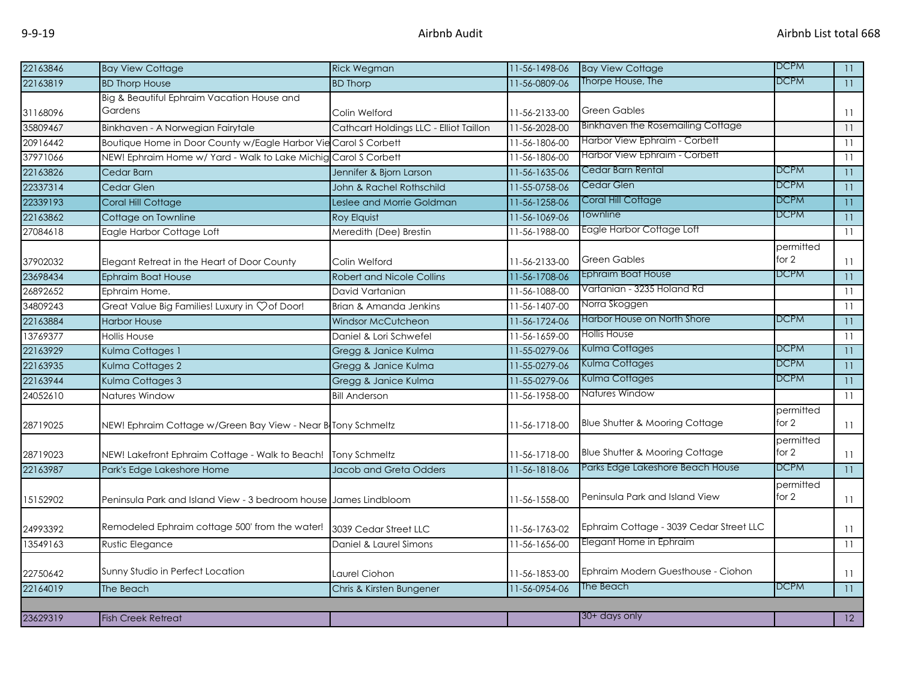| | | | | | | |
|---|---|---|---|---|---|---|
| 22163846 | Bay View Cottage | Rick Wegman | 11-56-1498-06 | Bay View Cottage | DCPM | 11 |
| 22163819 | BD Thorp House | BD Thorp | 11-56-0809-06 | Thorpe House, The | DCPM | 11 |
| 31168096 | Big & Beautiful Ephraim Vacation House and Gardens | Colin Welford | 11-56-2133-00 | Green Gables | | 11 |
| 35809467 | Binkhaven - A Norwegian Fairytale | Cathcart Holdings LLC - Elliot Taillon | 11-56-2028-00 | Binkhaven the Rosemailing Cottage | | 11 |
| 20916442 | Boutique Home in Door County w/Eagle Harbor Vie | Carol S Corbett | 11-56-1806-00 | Harbor View Ephraim - Corbett | | 11 |
| 37971066 | NEW! Ephraim Home w/ Yard - Walk to Lake Michig | Carol S Corbett | 11-56-1806-00 | Harbor View Ephraim - Corbett | | 11 |
| 22163826 | Cedar Barn | Jennifer & Bjorn Larson | 11-56-1635-06 | Cedar Barn Rental | DCPM | 11 |
| 22337314 | Cedar Glen | John & Rachel Rothschild | 11-55-0758-06 | Cedar Glen | DCPM | 11 |
| 22339193 | Coral Hill Cottage | Leslee and Morrie Goldman | 11-56-1258-06 | Coral Hill Cottage | DCPM | 11 |
| 22163862 | Cottage on Townline | Roy Elquist | 11-56-1069-06 | Townline | DCPM | 11 |
| 27084618 | Eagle Harbor Cottage Loft | Meredith (Dee) Brestin | 11-56-1988-00 | Eagle Harbor Cottage Loft | | 11 |
| 37902032 | Elegant Retreat in the Heart of Door County | Colin Welford | 11-56-2133-00 | Green Gables | permitted for 2 | 11 |
| 23698434 | Ephraim Boat House | Robert and Nicole Collins | 11-56-1708-06 | Ephraim Boat House | DCPM | 11 |
| 26892652 | Ephraim Home. | David Vartanian | 11-56-1088-00 | Vartanian - 3235 Holand Rd | | 11 |
| 34809243 | Great Value Big Families! Luxury in ♡of Door! | Brian & Amanda Jenkins | 11-56-1407-00 | Norra Skoggen | | 11 |
| 22163884 | Harbor House | Windsor McCutcheon | 11-56-1724-06 | Harbor House on North Shore | DCPM | 11 |
| 13769377 | Hollis House | Daniel & Lori Schwefel | 11-56-1659-00 | Hollis House | | 11 |
| 22163929 | Kulma Cottages 1 | Gregg & Janice Kulma | 11-55-0279-06 | Kulma Cottages | DCPM | 11 |
| 22163935 | Kulma Cottages 2 | Gregg & Janice Kulma | 11-55-0279-06 | Kulma Cottages | DCPM | 11 |
| 22163944 | Kulma Cottages 3 | Gregg & Janice Kulma | 11-55-0279-06 | Kulma Cottages | DCPM | 11 |
| 24052610 | Natures Window | Bill Anderson | 11-56-1958-00 | Natures Window | | 11 |
| 28719025 | NEW! Ephraim Cottage w/Green Bay View - Near B | Tony Schmeltz | 11-56-1718-00 | Blue Shutter & Mooring Cottage | permitted for 2 | 11 |
| 28719023 | NEW! Lakefront Ephraim Cottage - Walk to Beach! | Tony Schmeltz | 11-56-1718-00 | Blue Shutter & Mooring Cottage | permitted for 2 | 11 |
| 22163987 | Park's Edge Lakeshore Home | Jacob and Greta Odders | 11-56-1818-06 | Parks Edge Lakeshore Beach House | DCPM | 11 |
| 15152902 | Peninsula Park and Island View - 3 bedroom house | James Lindbloom | 11-56-1558-00 | Peninsula Park and Island View | permitted for 2 | 11 |
| 24993392 | Remodeled Ephraim cottage 500' from the water! | 3039 Cedar Street LLC | 11-56-1763-02 | Ephraim Cottage - 3039 Cedar Street LLC | | 11 |
| 13549163 | Rustic Elegance | Daniel & Laurel Simons | 11-56-1656-00 | Elegant Home in Ephraim | | 11 |
| 22750642 | Sunny Studio in Perfect Location | Laurel Ciohon | 11-56-1853-00 | Ephraim Modern Guesthouse - Ciohon | | 11 |
| 22164019 | The Beach | Chris & Kirsten Bungener | 11-56-0954-06 | The Beach | DCPM | 11 |
| | | | | | | |
| 23629319 | Fish Creek Retreat | | | 30+ days only | | 12 |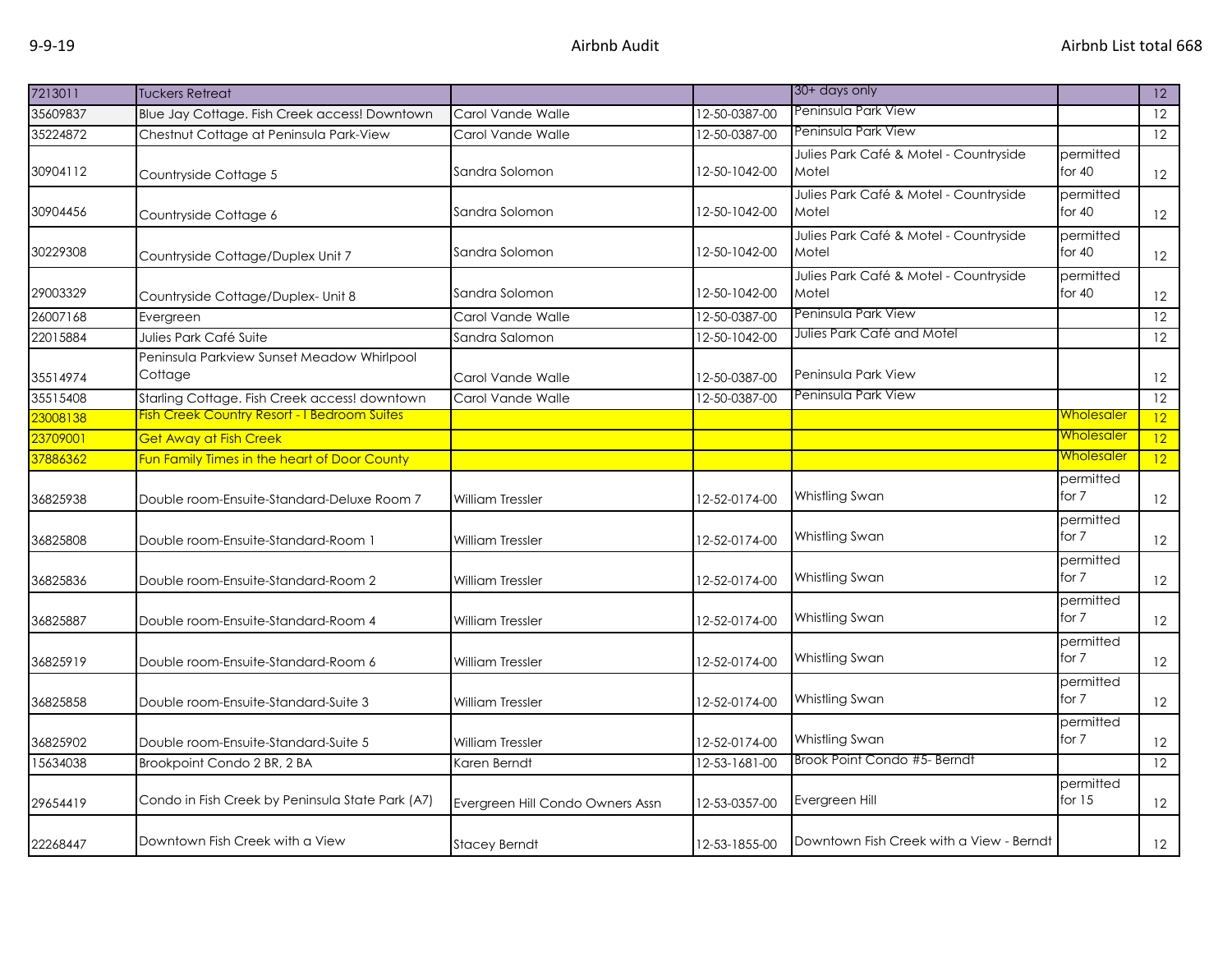| 7213011 | Tuckers Retreat | | | 30+ days only | | 12 |
|---|---|---|---|---|---|---|
| 35609837 | Blue Jay Cottage. Fish Creek access! Downtown | Carol Vande Walle | 12-50-0387-00 | Peninsula Park View | | 12 |
| 35224872 | Chestnut Cottage at Peninsula Park-View | Carol Vande Walle | 12-50-0387-00 | Peninsula Park View | | 12 |
| 30904112 | Countryside Cottage 5 | Sandra Solomon | 12-50-1042-00 | Julies Park Café & Motel - Countryside Motel | permitted for 40 | 12 |
| 30904456 | Countryside Cottage 6 | Sandra Solomon | 12-50-1042-00 | Julies Park Café & Motel - Countryside Motel | permitted for 40 | 12 |
| 30229308 | Countryside Cottage/Duplex Unit 7 | Sandra Solomon | 12-50-1042-00 | Julies Park Café & Motel - Countryside Motel | permitted for 40 | 12 |
| 29003329 | Countryside Cottage/Duplex- Unit 8 | Sandra Solomon | 12-50-1042-00 | Julies Park Café & Motel - Countryside Motel | permitted for 40 | 12 |
| 26007168 | Evergreen | Carol Vande Walle | 12-50-0387-00 | Peninsula Park View | | 12 |
| 22015884 | Julies Park Café Suite | Sandra Salomon | 12-50-1042-00 | Julies Park Café and Motel | | 12 |
| 35514974 | Peninsula Parkview Sunset Meadow Whirlpool Cottage | Carol Vande Walle | 12-50-0387-00 | Peninsula Park View | | 12 |
| 35515408 | Starling Cottage. Fish Creek access! downtown | Carol Vande Walle | 12-50-0387-00 | Peninsula Park View | | 12 |
| 23008138 | Fish Creek Country Resort - I Bedroom Suites | | | | Wholesaler | 12 |
| 23709001 | Get Away at Fish Creek | | | | Wholesaler | 12 |
| 37886362 | Fun Family Times in the heart of Door County | | | | Wholesaler | 12 |
| 36825938 | Double room-Ensuite-Standard-Deluxe Room 7 | William Tressler | 12-52-0174-00 | Whistling Swan | permitted for 7 | 12 |
| 36825808 | Double room-Ensuite-Standard-Room 1 | William Tressler | 12-52-0174-00 | Whistling Swan | permitted for 7 | 12 |
| 36825836 | Double room-Ensuite-Standard-Room 2 | William Tressler | 12-52-0174-00 | Whistling Swan | permitted for 7 | 12 |
| 36825887 | Double room-Ensuite-Standard-Room 4 | William Tressler | 12-52-0174-00 | Whistling Swan | permitted for 7 | 12 |
| 36825919 | Double room-Ensuite-Standard-Room 6 | William Tressler | 12-52-0174-00 | Whistling Swan | permitted for 7 | 12 |
| 36825858 | Double room-Ensuite-Standard-Suite 3 | William Tressler | 12-52-0174-00 | Whistling Swan | permitted for 7 | 12 |
| 36825902 | Double room-Ensuite-Standard-Suite 5 | William Tressler | 12-52-0174-00 | Whistling Swan | permitted for 7 | 12 |
| 15634038 | Brookpoint Condo 2 BR, 2 BA | Karen Berndt | 12-53-1681-00 | Brook Point Condo #5- Berndt | | 12 |
| 29654419 | Condo in Fish Creek by Peninsula State Park (A7) | Evergreen Hill Condo Owners Assn | 12-53-0357-00 | Evergreen Hill | permitted for 15 | 12 |
| 22268447 | Downtown Fish Creek with a View | Stacey Berndt | 12-53-1855-00 | Downtown Fish Creek with a View - Berndt | | 12 |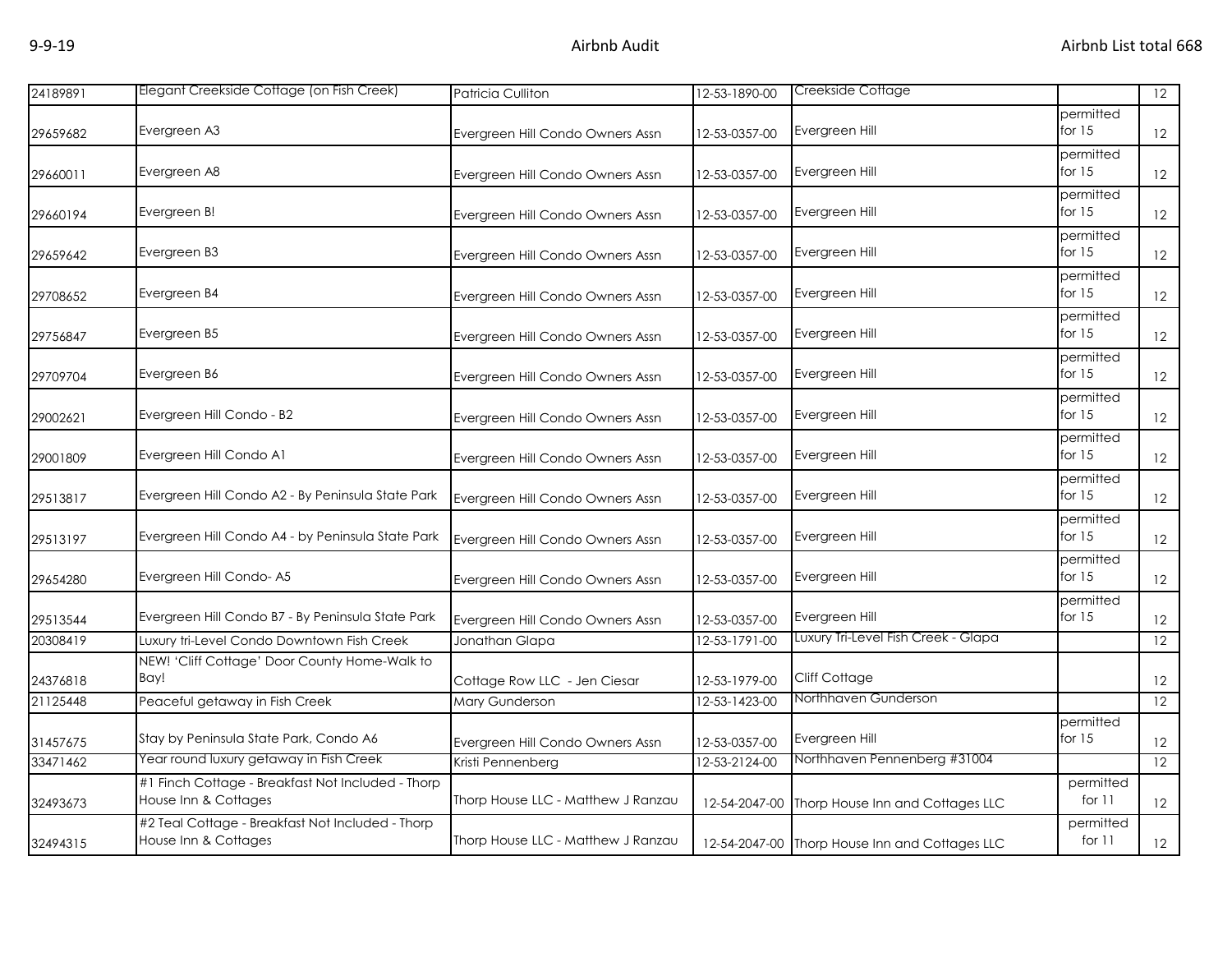| | | | | | | |
|---|---|---|---|---|---|---|
| 24189891 | Elegant Creekside Cottage (on Fish Creek) | Patricia Culliton | 12-53-1890-00 | Creekside Cottage | | 12 |
| 29659682 | Evergreen A3 | Evergreen Hill Condo Owners Assn | 12-53-0357-00 | Evergreen Hill | permitted for 15 | 12 |
| 29660011 | Evergreen A8 | Evergreen Hill Condo Owners Assn | 12-53-0357-00 | Evergreen Hill | permitted for 15 | 12 |
| 29660194 | Evergreen B! | Evergreen Hill Condo Owners Assn | 12-53-0357-00 | Evergreen Hill | permitted for 15 | 12 |
| 29659642 | Evergreen B3 | Evergreen Hill Condo Owners Assn | 12-53-0357-00 | Evergreen Hill | permitted for 15 | 12 |
| 29708652 | Evergreen B4 | Evergreen Hill Condo Owners Assn | 12-53-0357-00 | Evergreen Hill | permitted for 15 | 12 |
| 29756847 | Evergreen B5 | Evergreen Hill Condo Owners Assn | 12-53-0357-00 | Evergreen Hill | permitted for 15 | 12 |
| 29709704 | Evergreen B6 | Evergreen Hill Condo Owners Assn | 12-53-0357-00 | Evergreen Hill | permitted for 15 | 12 |
| 29002621 | Evergreen Hill Condo - B2 | Evergreen Hill Condo Owners Assn | 12-53-0357-00 | Evergreen Hill | permitted for 15 | 12 |
| 29001809 | Evergreen Hill Condo A1 | Evergreen Hill Condo Owners Assn | 12-53-0357-00 | Evergreen Hill | permitted for 15 | 12 |
| 29513817 | Evergreen Hill Condo A2 - By Peninsula State Park | Evergreen Hill Condo Owners Assn | 12-53-0357-00 | Evergreen Hill | permitted for 15 | 12 |
| 29513197 | Evergreen Hill Condo A4 - by Peninsula State Park | Evergreen Hill Condo Owners Assn | 12-53-0357-00 | Evergreen Hill | permitted for 15 | 12 |
| 29654280 | Evergreen Hill Condo- A5 | Evergreen Hill Condo Owners Assn | 12-53-0357-00 | Evergreen Hill | permitted for 15 | 12 |
| 29513544 | Evergreen Hill Condo B7 - By Peninsula State Park | Evergreen Hill Condo Owners Assn | 12-53-0357-00 | Evergreen Hill | permitted for 15 | 12 |
| 20308419 | Luxury tri-Level Condo Downtown Fish Creek | Jonathan Glapa | 12-53-1791-00 | Luxury Tri-Level Fish Creek - Glapa | | 12 |
| 24376818 | NEW! 'Cliff Cottage' Door County Home-Walk to Bay! | Cottage Row LLC - Jen Ciesar | 12-53-1979-00 | Cliff Cottage | | 12 |
| 21125448 | Peaceful getaway in Fish Creek | Mary Gunderson | 12-53-1423-00 | Northhaven Gunderson | | 12 |
| 31457675 | Stay by Peninsula State Park, Condo A6 | Evergreen Hill Condo Owners Assn | 12-53-0357-00 | Evergreen Hill | permitted for 15 | 12 |
| 33471462 | Year round luxury getaway in Fish Creek | Kristi Pennenberg | 12-53-2124-00 | Northhaven Pennenberg #31004 | | 12 |
| 32493673 | #1 Finch Cottage - Breakfast Not Included - Thorp House Inn & Cottages | Thorp House LLC - Matthew J Ranzau | 12-54-2047-00 | Thorp House Inn and Cottages LLC | permitted for 11 | 12 |
| 32494315 | #2 Teal Cottage - Breakfast Not Included - Thorp House Inn & Cottages | Thorp House LLC - Matthew J Ranzau | 12-54-2047-00 | Thorp House Inn and Cottages LLC | permitted for 11 | 12 |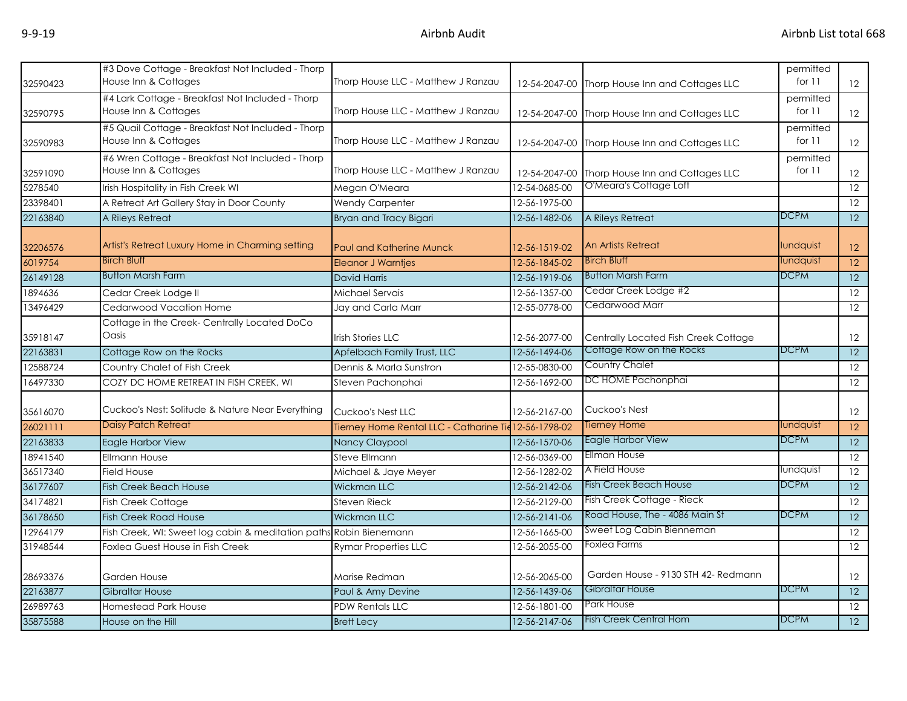| 32590423 | #3 Dove Cottage - Breakfast Not Included - Thorp House Inn & Cottages | Thorp House LLC - Matthew J Ranzau | 12-54-2047-00 | Thorp House Inn and Cottages LLC | permitted for 11 | 12 |
|---|---|---|---|---|---|---|
| 32590795 | #4 Lark Cottage - Breakfast Not Included - Thorp House Inn & Cottages | Thorp House LLC - Matthew J Ranzau | 12-54-2047-00 | Thorp House Inn and Cottages LLC | permitted for 11 | 12 |
| 32590983 | #5 Quail Cottage - Breakfast Not Included - Thorp House Inn & Cottages | Thorp House LLC - Matthew J Ranzau | 12-54-2047-00 | Thorp House Inn and Cottages LLC | permitted for 11 | 12 |
| 32591090 | #6 Wren Cottage - Breakfast Not Included - Thorp House Inn & Cottages | Thorp House LLC - Matthew J Ranzau | 12-54-2047-00 | Thorp House Inn and Cottages LLC | permitted for 11 | 12 |
| 5278540 | Irish Hospitality in Fish Creek WI | Megan O'Meara | 12-54-0685-00 | O'Meara's Cottage Loft | | 12 |
| 23398401 | A Retreat Art Gallery Stay in Door County | Wendy Carpenter | 12-56-1975-00 | | | 12 |
| 22163840 | A Rileys Retreat | Bryan and Tracy Bigari | 12-56-1482-06 | A Rileys Retreat | DCPM | 12 |
| 32206576 | Artist's Retreat Luxury Home in Charming setting | Paul and Katherine Munck | 12-56-1519-02 | An Artists Retreat | lundquist | 12 |
| 6019754 | Birch Bluff | Eleanor J Warntjes | 12-56-1845-02 | Birch Bluff | lundquist | 12 |
| 26149128 | Button Marsh Farm | David Harris | 12-56-1919-06 | Button Marsh Farm | DCPM | 12 |
| 1894636 | Cedar Creek Lodge II | Michael Servais | 12-56-1357-00 | Cedar Creek Lodge #2 | | 12 |
| 13496429 | Cedarwood Vacation Home | Jay and Carla Marr | 12-55-0778-00 | Cedarwood Marr | | 12 |
| 35918147 | Cottage in the Creek- Centrally Located DoCo Oasis | Irish Stories LLC | 12-56-2077-00 | Centrally Located Fish Creek Cottage | | 12 |
| 22163831 | Cottage Row on the Rocks | Apfelbach Family Trust, LLC | 12-56-1494-06 | Cottage Row on the Rocks | DCPM | 12 |
| 12588724 | Country Chalet of Fish Creek | Dennis & Marla Sunstron | 12-55-0830-00 | Country Chalet | | 12 |
| 16497330 | COZY DC HOME RETREAT IN FISH CREEK, WI | Steven Pachonphai | 12-56-1692-00 | DC HOME Pachonphai | | 12 |
| 35616070 | Cuckoo's Nest: Solitude & Nature Near Everything | Cuckoo's Nest LLC | 12-56-2167-00 | Cuckoo's Nest | | 12 |
| 26021111 | Daisy Patch Retreat | Tierney Home Rental LLC - Catharine Tie | 12-56-1798-02 | Tierney Home | lundquist | 12 |
| 22163833 | Eagle Harbor View | Nancy Claypool | 12-56-1570-06 | Eagle Harbor View | DCPM | 12 |
| 18941540 | Ellmann House | Steve Ellmann | 12-56-0369-00 | Ellman House | | 12 |
| 36517340 | Field House | Michael & Jaye Meyer | 12-56-1282-02 | A Field House | lundquist | 12 |
| 36177607 | Fish Creek Beach House | Wickman LLC | 12-56-2142-06 | Fish Creek Beach House | DCPM | 12 |
| 34174821 | Fish Creek Cottage | Steven Rieck | 12-56-2129-00 | Fish Creek Cottage - Rieck | | 12 |
| 36178650 | Fish Creek Road House | Wickman LLC | 12-56-2141-06 | Road House, The - 4086 Main St | DCPM | 12 |
| 12964179 | Fish Creek, WI: Sweet log cabin & meditation paths | Robin Bienemann | 12-56-1665-00 | Sweet Log Cabin Bienneman | | 12 |
| 31948544 | Foxlea Guest House in Fish Creek | Rymar Properties LLC | 12-56-2055-00 | Foxlea Farms | | 12 |
| 28693376 | Garden House | Marise Redman | 12-56-2065-00 | Garden House - 9130 STH 42- Redmann | | 12 |
| 22163877 | Gibraltar House | Paul & Amy Devine | 12-56-1439-06 | Gibraltar House | DCPM | 12 |
| 26989763 | Homestead Park House | PDW Rentals LLC | 12-56-1801-00 | Park House | | 12 |
| 35875588 | House on the Hill | Brett Lecy | 12-56-2147-06 | Fish Creek Central Hom | DCPM | 12 |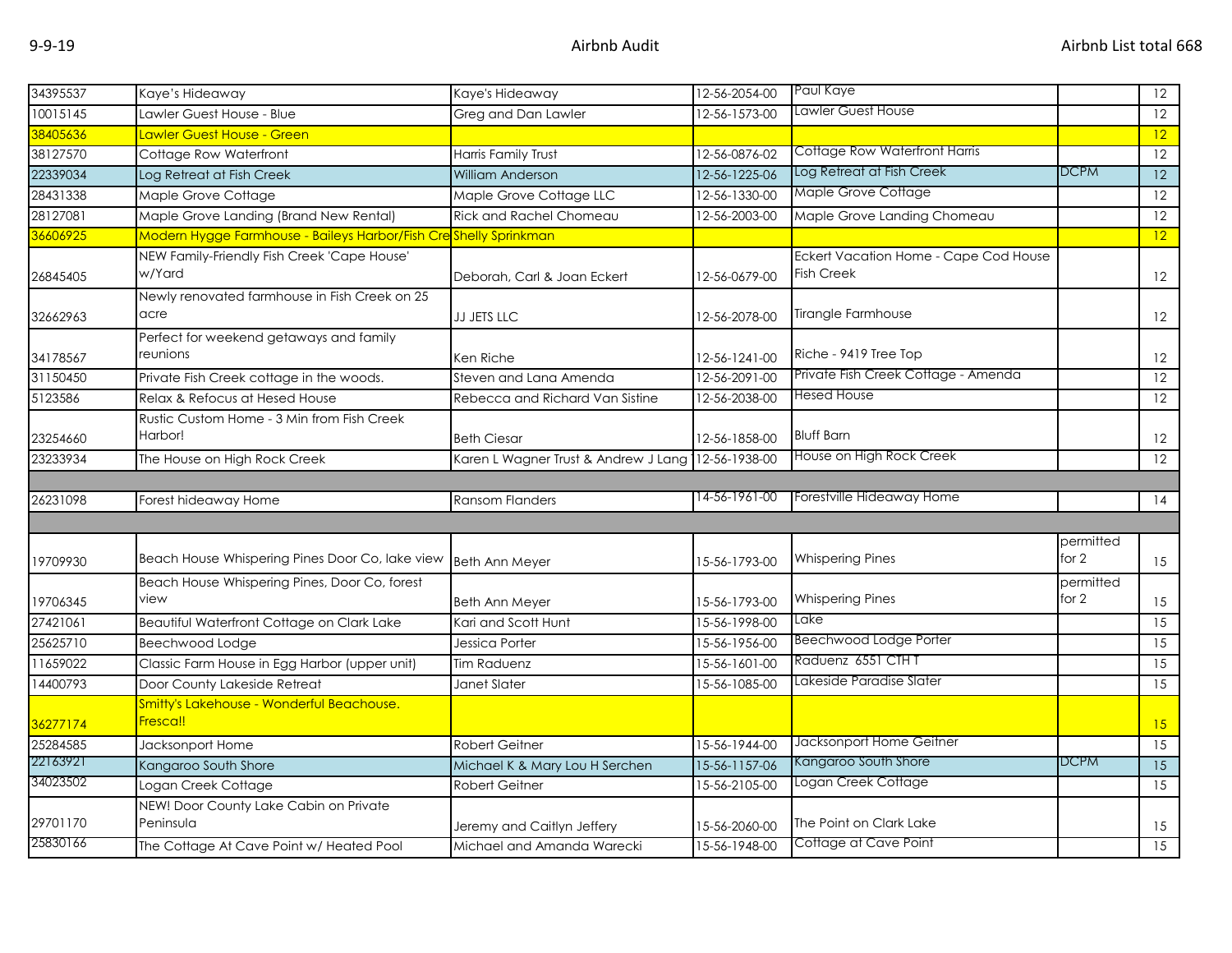| | | | | | | |
|---|---|---|---|---|---|---|
| 34395537 | Kaye's Hideaway | Kaye's Hideaway | 12-56-2054-00 | Paul Kaye | | 12 |
| 10015145 | Lawler Guest House - Blue | Greg and Dan Lawler | 12-56-1573-00 | Lawler Guest House | | 12 |
| 38405636 | Lawler Guest House - Green | | | | | 12 |
| 38127570 | Cottage Row Waterfront | Harris Family Trust | 12-56-0876-02 | Cottage Row Waterfront Harris | | 12 |
| 22339034 | Log Retreat at Fish Creek | William Anderson | 12-56-1225-06 | Log Retreat at Fish Creek | DCPM | 12 |
| 28431338 | Maple Grove Cottage | Maple Grove Cottage LLC | 12-56-1330-00 | Maple Grove Cottage | | 12 |
| 28127081 | Maple Grove Landing (Brand New Rental) | Rick and Rachel Chomeau | 12-56-2003-00 | Maple Grove Landing Chomeau | | 12 |
| 36606925 | Modern Hygge Farmhouse - Baileys Harbor/Fish Cre | Shelly Sprinkman | | | | 12 |
| 26845405 | NEW Family-Friendly Fish Creek 'Cape House' w/Yard | Deborah, Carl & Joan Eckert | 12-56-0679-00 | Eckert Vacation Home - Cape Cod House Fish Creek | | 12 |
| 32662963 | Newly renovated farmhouse in Fish Creek on 25 acre | JJ JETS LLC | 12-56-2078-00 | Tirangle Farmhouse | | 12 |
| 34178567 | Perfect for weekend getaways and family reunions | Ken Riche | 12-56-1241-00 | Riche - 9419 Tree Top | | 12 |
| 31150450 | Private Fish Creek cottage in the woods. | Steven and Lana Amenda | 12-56-2091-00 | Private Fish Creek Cottage - Amenda | | 12 |
| 5123586 | Relax & Refocus at Hesed House | Rebecca and Richard Van Sistine | 12-56-2038-00 | Hesed House | | 12 |
| 23254660 | Rustic Custom Home - 3 Min from Fish Creek Harbor! | Beth Ciesar | 12-56-1858-00 | Bluff Barn | | 12 |
| 23233934 | The House on High Rock Creek | Karen L Wagner Trust & Andrew J Lang | 12-56-1938-00 | House on High Rock Creek | | 12 |
| | | | | | | |
| 26231098 | Forest hideaway Home | Ransom Flanders | 14-56-1961-00 | Forestville Hideaway Home | | 14 |
| | | | | | | |
| 19709930 | Beach House Whispering Pines Door Co, lake view | Beth Ann Meyer | 15-56-1793-00 | Whispering Pines | permitted for 2 | 15 |
| 19706345 | Beach House Whispering Pines, Door Co, forest view | Beth Ann Meyer | 15-56-1793-00 | Whispering Pines | permitted for 2 | 15 |
| 27421061 | Beautiful Waterfront Cottage on Clark Lake | Kari and Scott Hunt | 15-56-1998-00 | Lake | | 15 |
| 25625710 | Beechwood Lodge | Jessica Porter | 15-56-1956-00 | Beechwood Lodge Porter | | 15 |
| 11659022 | Classic Farm House in Egg Harbor (upper unit) | Tim Raduenz | 15-56-1601-00 | Raduenz 6551 CTH T | | 15 |
| 14400793 | Door County Lakeside Retreat | Janet Slater | 15-56-1085-00 | Lakeside Paradise Slater | | 15 |
| 36277174 | Smitty's Lakehouse - Wonderful Beachouse. Fresca!! | | | | | 15 |
| 25284585 | Jacksonport Home | Robert Geitner | 15-56-1944-00 | Jacksonport Home Geitner | | 15 |
| 22163921 | Kangaroo South Shore | Michael K & Mary Lou H Serchen | 15-56-1157-06 | Kangaroo South Shore | DCPM | 15 |
| 34023502 | Logan Creek Cottage | Robert Geitner | 15-56-2105-00 | Logan Creek Cottage | | 15 |
| 29701170 | NEW! Door County Lake Cabin on Private Peninsula | Jeremy and Caitlyn Jeffery | 15-56-2060-00 | The Point on Clark Lake | | 15 |
| 25830166 | The Cottage At Cave Point w/ Heated Pool | Michael and Amanda Warecki | 15-56-1948-00 | Cottage at Cave Point | | 15 |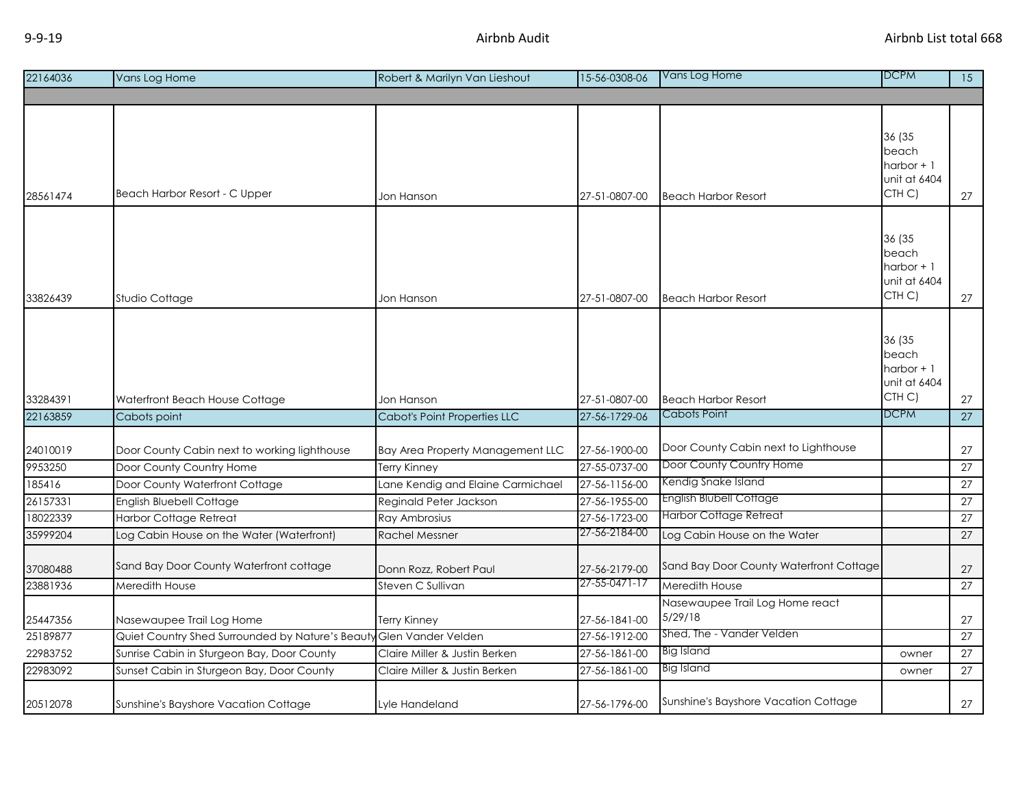| | | | | | | |
|---|---|---|---|---|---|---|
| 22164036 | Vans Log Home | Robert & Marilyn Van Lieshout | 15-56-0308-06 | Vans Log Home | DCPM | 15 |
| | | | | | | |
| 28561474 | Beach Harbor Resort - C Upper | Jon Hanson | 27-51-0807-00 | Beach Harbor Resort | 36 (35 beach harbor + 1 unit at 6404 CTH C) | 27 |
| 33826439 | Studio Cottage | Jon Hanson | 27-51-0807-00 | Beach Harbor Resort | 36 (35 beach harbor + 1 unit at 6404 CTH C) | 27 |
| 33284391 | Waterfront Beach House Cottage | Jon Hanson | 27-51-0807-00 | Beach Harbor Resort | 36 (35 beach harbor + 1 unit at 6404 CTH C) | 27 |
| 22163859 | Cabots point | Cabot's Point Properties LLC | 27-56-1729-06 | Cabots Point | DCPM | 27 |
| 24010019 | Door County Cabin next to working lighthouse | Bay Area Property Management LLC | 27-56-1900-00 | Door County Cabin next to Lighthouse | | 27 |
| 9953250 | Door County Country Home | Terry Kinney | 27-55-0737-00 | Door County Country Home | | 27 |
| 185416 | Door County Waterfront Cottage | Lane Kendig and Elaine Carmichael | 27-56-1156-00 | Kendig Snake Island | | 27 |
| 26157331 | English Bluebell Cottage | Reginald Peter Jackson | 27-56-1955-00 | English Blubell Cottage | | 27 |
| 18022339 | Harbor Cottage Retreat | Ray Ambrosius | 27-56-1723-00 | Harbor Cottage Retreat | | 27 |
| 35999204 | Log Cabin House on the Water (Waterfront) | Rachel Messner | 27-56-2184-00 | Log Cabin House on the Water | | 27 |
| 37080488 | Sand Bay Door County Waterfront cottage | Donn Rozz, Robert Paul | 27-56-2179-00 | Sand Bay Door County Waterfront Cottage | | 27 |
| 23881936 | Meredith House | Steven C Sullivan | 27-55-0471-17 | Meredith House | | 27 |
| 25447356 | Nasewaupee Trail Log Home | Terry Kinney | 27-56-1841-00 | Nasewaupee Trail Log Home react 5/29/18 | | 27 |
| 25189877 | Quiet Country Shed Surrounded by Nature's Beauty | Glen Vander Velden | 27-56-1912-00 | Shed, The - Vander Velden | | 27 |
| 22983752 | Sunrise Cabin in Sturgeon Bay, Door County | Claire Miller & Justin Berken | 27-56-1861-00 | Big Island | owner | 27 |
| 22983092 | Sunset Cabin in Sturgeon Bay, Door County | Claire Miller & Justin Berken | 27-56-1861-00 | Big Island | owner | 27 |
| 20512078 | Sunshine's Bayshore Vacation Cottage | Lyle Handeland | 27-56-1796-00 | Sunshine's Bayshore Vacation Cottage | | 27 |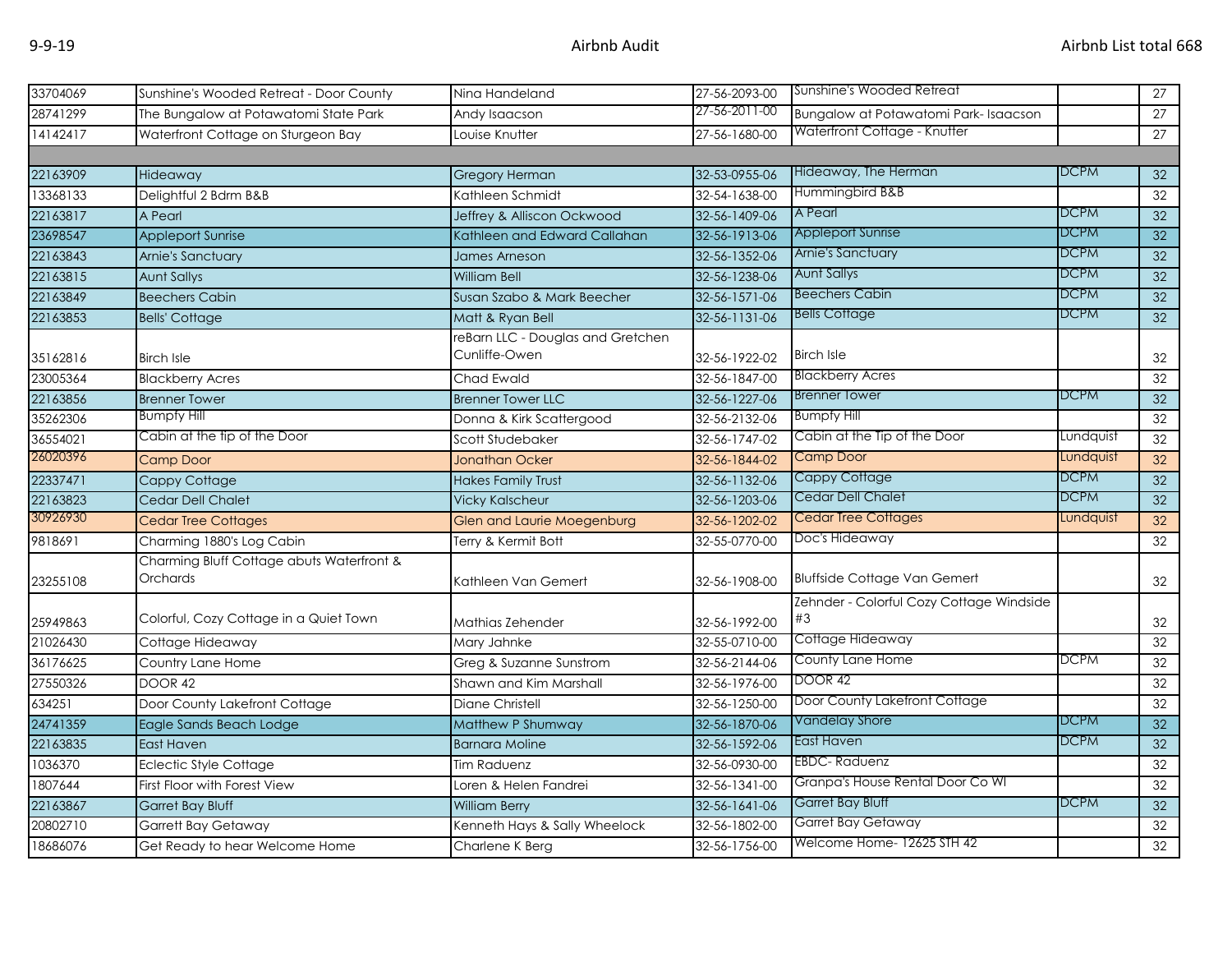| | | | | | | |
|---|---|---|---|---|---|---|
| 33704069 | Sunshine's Wooded Retreat - Door County | Nina Handeland | 27-56-2093-00 | Sunshine's Wooded Retreat | | 27 |
| 28741299 | The Bungalow at Potawatomi State Park | Andy Isaacson | 27-56-2011-00 | Bungalow at Potawatomi Park- Isaacson | | 27 |
| 14142417 | Waterfront Cottage on Sturgeon Bay | Louise Knutter | 27-56-1680-00 | Waterfront Cottage - Knutter | | 27 |
| | | | | | | |
| 22163909 | Hideaway | Gregory Herman | 32-53-0955-06 | Hideaway, The Herman | DCPM | 32 |
| 13368133 | Delightful 2 Bdrm B&B | Kathleen Schmidt | 32-54-1638-00 | Hummingbird B&B | | 32 |
| 22163817 | A Pearl | Jeffrey & Alliscon Ockwood | 32-56-1409-06 | A Pearl | DCPM | 32 |
| 23698547 | Appleport Sunrise | Kathleen and Edward Callahan | 32-56-1913-06 | Appleport Sunrise | DCPM | 32 |
| 22163843 | Arnie's Sanctuary | James Arneson | 32-56-1352-06 | Arnie's Sanctuary | DCPM | 32 |
| 22163815 | Aunt Sallys | William Bell | 32-56-1238-06 | Aunt Sallys | DCPM | 32 |
| 22163849 | Beechers Cabin | Susan Szabo & Mark Beecher | 32-56-1571-06 | Beechers Cabin | DCPM | 32 |
| 22163853 | Bells' Cottage | Matt & Ryan Bell | 32-56-1131-06 | Bells Cottage | DCPM | 32 |
| 35162816 | Birch Isle | reBarn LLC - Douglas and Gretchen Cunliffe-Owen | 32-56-1922-02 | Birch Isle | | 32 |
| 23005364 | Blackberry Acres | Chad Ewald | 32-56-1847-00 | Blackberry Acres | | 32 |
| 22163856 | Brenner Tower | Brenner Tower LLC | 32-56-1227-06 | Brenner Tower | DCPM | 32 |
| 35262306 | Bumpfy Hill | Donna & Kirk Scattergood | 32-56-2132-06 | Bumpfy Hill | | 32 |
| 36554021 | Cabin at the tip of the Door | Scott Studebaker | 32-56-1747-02 | Cabin at the Tip of the Door | Lundquist | 32 |
| 26020396 | Camp Door | Jonathan Ocker | 32-56-1844-02 | Camp Door | Lundquist | 32 |
| 22337471 | Cappy Cottage | Hakes Family Trust | 32-56-1132-06 | Cappy Cottage | DCPM | 32 |
| 22163823 | Cedar Dell Chalet | Vicky Kalscheur | 32-56-1203-06 | Cedar Dell Chalet | DCPM | 32 |
| 30926930 | Cedar Tree Cottages | Glen and Laurie Moegenburg | 32-56-1202-02 | Cedar Tree Cottages | Lundquist | 32 |
| 9818691 | Charming 1880's Log Cabin | Terry & Kermit Bott | 32-55-0770-00 | Doc's Hideaway | | 32 |
| 23255108 | Charming Bluff Cottage abuts Waterfront & Orchards | Kathleen Van Gemert | 32-56-1908-00 | Bluffside Cottage Van Gemert | | 32 |
| 25949863 | Colorful, Cozy Cottage in a Quiet Town | Mathias Zehender | 32-56-1992-00 | Zehnder - Colorful Cozy Cottage Windside #3 | | 32 |
| 21026430 | Cottage Hideaway | Mary Jahnke | 32-55-0710-00 | Cottage Hideaway | | 32 |
| 36176625 | Country Lane Home | Greg & Suzanne Sunstrom | 32-56-2144-06 | County Lane Home | DCPM | 32 |
| 27550326 | DOOR 42 | Shawn and Kim Marshall | 32-56-1976-00 | DOOR 42 | | 32 |
| 634251 | Door County Lakefront Cottage | Diane Christell | 32-56-1250-00 | Door County Lakefront Cottage | | 32 |
| 24741359 | Eagle Sands Beach Lodge | Matthew P Shumway | 32-56-1870-06 | Vandelay Shore | DCPM | 32 |
| 22163835 | East Haven | Barnara Moline | 32-56-1592-06 | East Haven | DCPM | 32 |
| 1036370 | Eclectic Style Cottage | Tim Raduenz | 32-56-0930-00 | EBDC- Raduenz | | 32 |
| 1807644 | First Floor with Forest View | Loren & Helen Fandrei | 32-56-1341-00 | Granpa's House Rental Door Co WI | | 32 |
| 22163867 | Garret Bay Bluff | William Berry | 32-56-1641-06 | Garret Bay Bluff | DCPM | 32 |
| 20802710 | Garrett Bay Getaway | Kenneth Hays & Sally Wheelock | 32-56-1802-00 | Garret Bay Getaway | | 32 |
| 18686076 | Get Ready to hear Welcome Home | Charlene K Berg | 32-56-1756-00 | Welcome Home- 12625 STH 42 | | 32 |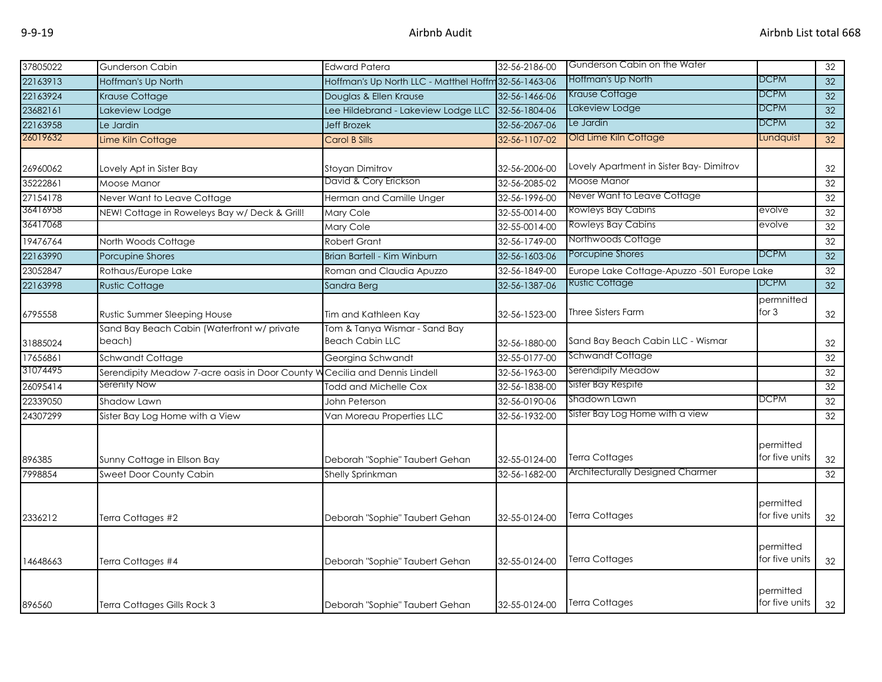| | | | | | | |
|---|---|---|---|---|---|---|
| 37805022 | Gunderson Cabin | Edward Patera | 32-56-2186-00 | Gunderson Cabin on the Water | | 32 |
| 22163913 | Hoffman's Up North | Hoffman's Up North LLC - Matthel Hoffm | 32-56-1463-06 | Hoffman's Up North | DCPM | 32 |
| 22163924 | Krause Cottage | Douglas & Ellen Krause | 32-56-1466-06 | Krause Cottage | DCPM | 32 |
| 23682161 | Lakeview Lodge | Lee Hildebrand - Lakeview Lodge LLC | 32-56-1804-06 | Lakeview Lodge | DCPM | 32 |
| 22163958 | Le Jardin | Jeff Brozek | 32-56-2067-06 | Le Jardin | DCPM | 32 |
| 26019632 | Lime Kiln Cottage | Carol B Sills | 32-56-1107-02 | Old Lime Kiln Cottage | Lundquist | 32 |
| 26960062 | Lovely Apt in Sister Bay | Stoyan Dimitrov | 32-56-2006-00 | Lovely Apartment in Sister Bay- Dimitrov | | 32 |
| 35222861 | Moose Manor | David & Cory Erickson | 32-56-2085-02 | Moose Manor | | 32 |
| 27154178 | Never Want to Leave Cottage | Herman and Camille Unger | 32-56-1996-00 | Never Want to Leave Cottage | | 32 |
| 36416958 | NEW! Cottage in Roweleys Bay w/ Deck & Grill! | Mary Cole | 32-55-0014-00 | Rowleys Bay Cabins | evolve | 32 |
| 36417068 | | Mary Cole | 32-55-0014-00 | Rowleys Bay Cabins | evolve | 32 |
| 19476764 | North Woods Cottage | Robert Grant | 32-56-1749-00 | Northwoods Cottage | | 32 |
| 22163990 | Porcupine Shores | Brian Bartell - Kim Winburn | 32-56-1603-06 | Porcupine Shores | DCPM | 32 |
| 23052847 | Rothaus/Europe Lake | Roman and Claudia Apuzzo | 32-56-1849-00 | Europe Lake Cottage-Apuzzo -501 Europe Lake | | 32 |
| 22163998 | Rustic Cottage | Sandra Berg | 32-56-1387-06 | Rustic Cottage | DCPM | 32 |
| 6795558 | Rustic Summer Sleeping House | Tim and Kathleen Kay | 32-56-1523-00 | Three Sisters Farm | permnitted for 3 | 32 |
| 31885024 | Sand Bay Beach Cabin (Waterfront w/ private beach) | Tom & Tanya Wismar - Sand Bay Beach Cabin LLC | 32-56-1880-00 | Sand Bay Beach Cabin LLC - Wismar | | 32 |
| 17656861 | Schwandt Cottage | Georgina Schwandt | 32-55-0177-00 | Schwandt Cottage | | 32 |
| 31074495 | Serendipity Meadow 7-acre oasis in Door County W | Cecilia and Dennis Lindell | 32-56-1963-00 | Serendipity Meadow | | 32 |
| 26095414 | Serenity Now | Todd and Michelle Cox | 32-56-1838-00 | Sister Bay Respite | | 32 |
| 22339050 | Shadow Lawn | John Peterson | 32-56-0190-06 | Shadown Lawn | DCPM | 32 |
| 24307299 | Sister Bay Log Home with a View | Van Moreau Properties LLC | 32-56-1932-00 | Sister Bay Log Home with a view | | 32 |
| 896385 | Sunny Cottage in Ellson Bay | Deborah "Sophie" Taubert Gehan | 32-55-0124-00 | Terra Cottages | permitted for five units | 32 |
| 7998854 | Sweet Door County Cabin | Shelly Sprinkman | 32-56-1682-00 | Architecturally Designed Charmer | | 32 |
| 2336212 | Terra Cottages #2 | Deborah "Sophie" Taubert Gehan | 32-55-0124-00 | Terra Cottages | permitted for five units | 32 |
| 14648663 | Terra Cottages #4 | Deborah "Sophie" Taubert Gehan | 32-55-0124-00 | Terra Cottages | permitted for five units | 32 |
| 896560 | Terra Cottages Gills Rock 3 | Deborah "Sophie" Taubert Gehan | 32-55-0124-00 | Terra Cottages | permitted for five units | 32 |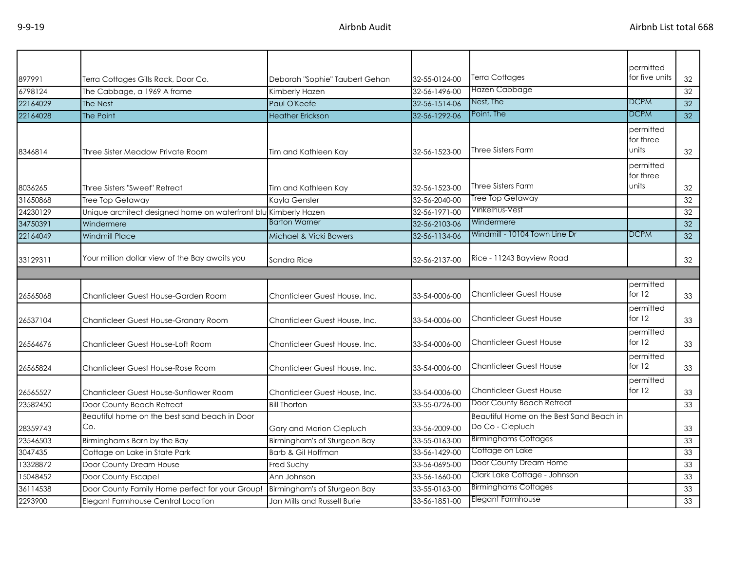| | | | | | | |
|---|---|---|---|---|---|---|
| 897991 | Terra Cottages Gills Rock, Door Co. | Deborah "Sophie" Taubert Gehan | 32-55-0124-00 | Terra Cottages | permitted for five units | 32 |
| 6798124 | The Cabbage, a 1969 A frame | Kimberly Hazen | 32-56-1496-00 | Hazen Cabbage | | 32 |
| 22164029 | The Nest | Paul O'Keefe | 32-56-1514-06 | Nest, The | DCPM | 32 |
| 22164028 | The Point | Heather Erickson | 32-56-1292-06 | Point, The | DCPM | 32 |
| 8346814 | Three Sister Meadow Private Room | Tim and Kathleen Kay | 32-56-1523-00 | Three Sisters Farm | permitted for three units | 32 |
| 8036265 | Three Sisters "Sweet" Retreat | Tim and Kathleen Kay | 32-56-1523-00 | Three Sisters Farm | permitted for three units | 32 |
| 31650868 | Tree Top Getaway | Kayla Gensler | 32-56-2040-00 | Tree Top Getaway | | 32 |
| 24230129 | Unique architect designed home on waterfront blu | Kimberly Hazen | 32-56-1971-00 | Vinkelhus-Vest | | 32 |
| 34750391 | Windermere | Barton Warner | 32-56-2103-06 | Windermere | | 32 |
| 22164049 | Windmill Place | Michael & Vicki Bowers | 32-56-1134-06 | Windmill - 10104 Town Line Dr | DCPM | 32 |
| 33129311 | Your million dollar view of the Bay awaits you | Sandra Rice | 32-56-2137-00 | Rice - 11243 Bayview Road | | 32 |
| | | | | | | |
| 26565068 | Chanticleer Guest House-Garden Room | Chanticleer Guest House, Inc. | 33-54-0006-00 | Chanticleer Guest House | permitted for 12 | 33 |
| 26537104 | Chanticleer Guest House-Granary Room | Chanticleer Guest House, Inc. | 33-54-0006-00 | Chanticleer Guest House | permitted for 12 | 33 |
| 26564676 | Chanticleer Guest House-Loft Room | Chanticleer Guest House, Inc. | 33-54-0006-00 | Chanticleer Guest House | permitted for 12 | 33 |
| 26565824 | Chanticleer Guest House-Rose Room | Chanticleer Guest House, Inc. | 33-54-0006-00 | Chanticleer Guest House | permitted for 12 | 33 |
| 26565527 | Chanticleer Guest House-Sunflower Room | Chanticleer Guest House, Inc. | 33-54-0006-00 | Chanticleer Guest House | permitted for 12 | 33 |
| 23582450 | Door County Beach Retreat | Bill Thorton | 33-55-0726-00 | Door County Beach Retreat | | 33 |
| 28359743 | Beautiful home on the best sand beach in Door Co. | Gary and Marion Ciepluch | 33-56-2009-00 | Beautiful Home on the Best Sand Beach in Do Co - Ciepluch | | 33 |
| 23546503 | Birmingham's Barn by the Bay | Birmingham's of Sturgeon Bay | 33-55-0163-00 | Birminghams Cottages | | 33 |
| 3047435 | Cottage on Lake in State Park | Barb & Gil Hoffman | 33-56-1429-00 | Cottage on Lake | | 33 |
| 13328872 | Door County Dream House | Fred Suchy | 33-56-0695-00 | Door County Dream Home | | 33 |
| 15048452 | Door County Escape! | Ann Johnson | 33-56-1660-00 | Clark Lake Cottage - Johnson | | 33 |
| 36114538 | Door County Family Home perfect for your Group! | Birmingham's of Sturgeon Bay | 33-55-0163-00 | Birminghams Cottages | | 33 |
| 2293900 | Elegant Farmhouse Central Location | Jan Mills and Russell Burie | 33-56-1851-00 | Elegant Farmhouse | | 33 |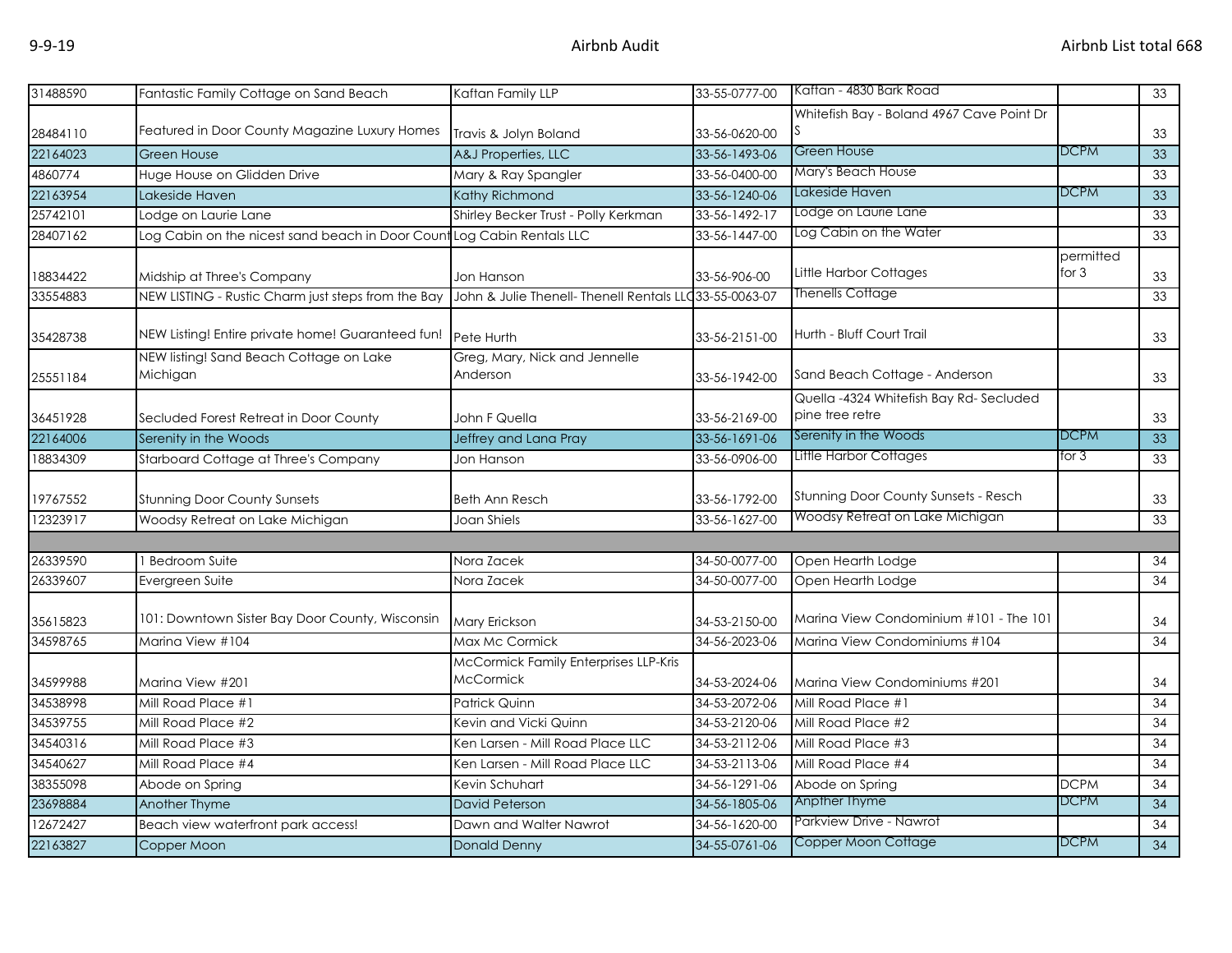| 31488590 | Fantastic Family Cottage on Sand Beach | Kaftan Family LLP | 33-55-0777-00 | Kaftan - 4830 Bark Road | | 33 |
|---|---|---|---|---|---|---|
| 28484110 | Featured in Door County Magazine Luxury Homes | Travis & Jolyn Boland | 33-56-0620-00 | Whitefish Bay - Boland 4967 Cave Point Dr S | | 33 |
| 22164023 | Green House | A&J Properties, LLC | 33-56-1493-06 | Green House | DCPM | 33 |
| 4860774 | Huge House on Glidden Drive | Mary & Ray Spangler | 33-56-0400-00 | Mary's Beach House | | 33 |
| 22163954 | Lakeside Haven | Kathy Richmond | 33-56-1240-06 | Lakeside Haven | DCPM | 33 |
| 25742101 | Lodge on Laurie Lane | Shirley Becker Trust - Polly Kerkman | 33-56-1492-17 | Lodge on Laurie Lane | | 33 |
| 28407162 | Log Cabin on the nicest sand beach in Door Count | Log Cabin Rentals LLC | 33-56-1447-00 | Log Cabin on the Water | | 33 |
| 18834422 | Midship at Three's Company | Jon Hanson | 33-56-906-00 | Little Harbor Cottages | permitted for 3 | 33 |
| 33554883 | NEW LISTING - Rustic Charm just steps from the Bay | John & Julie Thenell- Thenell Rentals LLC | 33-55-0063-07 | Thenells Cottage | | 33 |
| 35428738 | NEW Listing! Entire private home! Guaranteed fun! | Pete Hurth | 33-56-2151-00 | Hurth - Bluff Court Trail | | 33 |
| 25551184 | NEW listing! Sand Beach Cottage on Lake Michigan | Greg, Mary, Nick and Jennelle Anderson | 33-56-1942-00 | Sand Beach Cottage - Anderson | | 33 |
| 36451928 | Secluded Forest Retreat in Door County | John F Quella | 33-56-2169-00 | Quella -4324 Whitefish Bay Rd- Secluded pine tree retre | | 33 |
| 22164006 | Serenity in the Woods | Jeffrey and Lana Pray | 33-56-1691-06 | Serenity in the Woods | DCPM | 33 |
| 18834309 | Starboard Cottage at Three's Company | Jon Hanson | 33-56-0906-00 | Little Harbor Cottages | for 3 | 33 |
| 19767552 | Stunning Door County Sunsets | Beth Ann Resch | 33-56-1792-00 | Stunning Door County Sunsets - Resch | | 33 |
| 12323917 | Woodsy Retreat on Lake Michigan | Joan Shiels | 33-56-1627-00 | Woodsy Retreat on Lake Michigan | | 33 |
| | | | | | | |
| 26339590 | 1 Bedroom Suite | Nora Zacek | 34-50-0077-00 | Open Hearth Lodge | | 34 |
| 26339607 | Evergreen Suite | Nora Zacek | 34-50-0077-00 | Open Hearth Lodge | | 34 |
| 35615823 | 101: Downtown Sister Bay Door County, Wisconsin | Mary Erickson | 34-53-2150-00 | Marina View Condominium #101 - The 101 | | 34 |
| 34598765 | Marina View #104 | Max Mc Cormick | 34-56-2023-06 | Marina View Condominiums #104 | | 34 |
| 34599988 | Marina View #201 | McCormick Family Enterprises LLP-Kris McCormick | 34-53-2024-06 | Marina View Condominiums #201 | | 34 |
| 34538998 | Mill Road Place #1 | Patrick Quinn | 34-53-2072-06 | Mill Road Place #1 | | 34 |
| 34539755 | Mill Road Place #2 | Kevin and Vicki Quinn | 34-53-2120-06 | Mill Road Place #2 | | 34 |
| 34540316 | Mill Road Place #3 | Ken Larsen - Mill Road Place LLC | 34-53-2112-06 | Mill Road Place #3 | | 34 |
| 34540627 | Mill Road Place #4 | Ken Larsen - Mill Road Place LLC | 34-53-2113-06 | Mill Road Place #4 | | 34 |
| 38355098 | Abode on Spring | Kevin Schuhart | 34-56-1291-06 | Abode on Spring | DCPM | 34 |
| 23698884 | Another Thyme | David Peterson | 34-56-1805-06 | Anpther Thyme | DCPM | 34 |
| 12672427 | Beach view waterfront park access! | Dawn and Walter Nawrot | 34-56-1620-00 | Parkview Drive - Nawrot | | 34 |
| 22163827 | Copper Moon | Donald Denny | 34-55-0761-06 | Copper Moon Cottage | DCPM | 34 |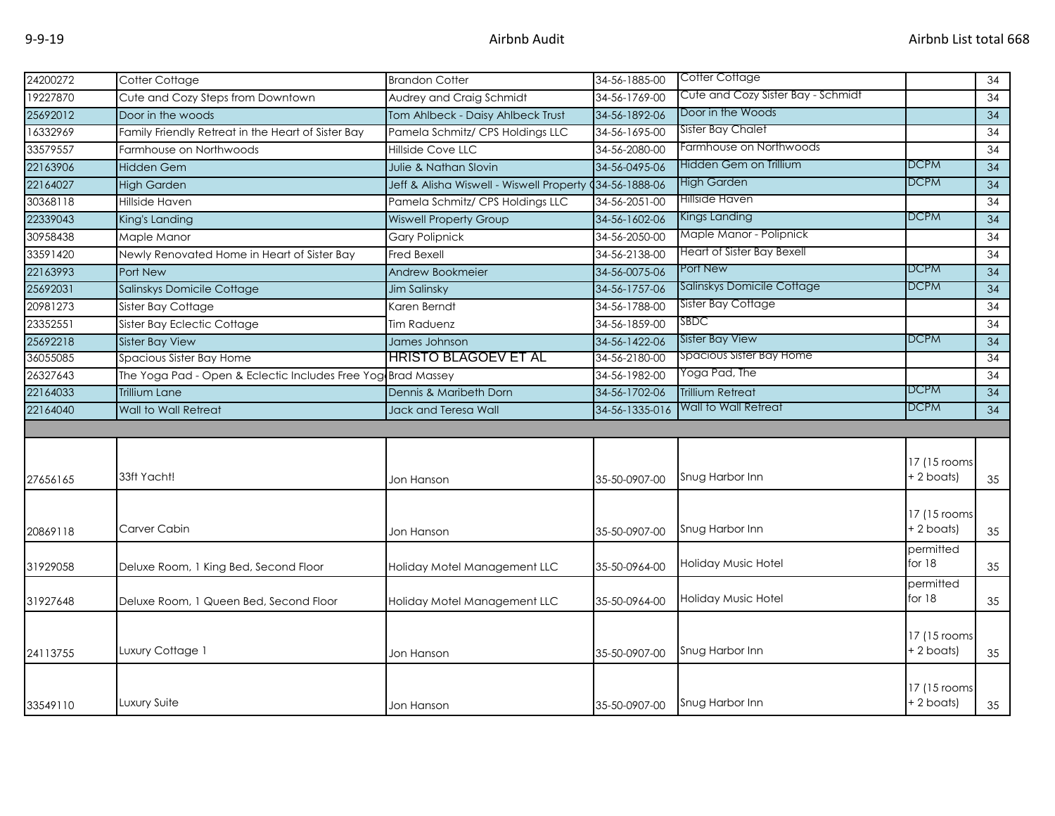| | | | | | | |
|---|---|---|---|---|---|---|
| 24200272 | Cotter Cottage | Brandon Cotter | 34-56-1885-00 | Cotter Cottage | | 34 |
| 19227870 | Cute and Cozy Steps from Downtown | Audrey and Craig Schmidt | 34-56-1769-00 | Cute and Cozy Sister Bay - Schmidt | | 34 |
| 25692012 | Door in the woods | Tom Ahlbeck - Daisy Ahlbeck Trust | 34-56-1892-06 | Door in the Woods | | 34 |
| 16332969 | Family Friendly Retreat in the Heart of Sister Bay | Pamela Schmitz/ CPS Holdings LLC | 34-56-1695-00 | Sister Bay Chalet | | 34 |
| 33579557 | Farmhouse on Northwoods | Hillside Cove LLC | 34-56-2080-00 | Farmhouse on Northwoods | | 34 |
| 22163906 | Hidden Gem | Julie & Nathan Slovin | 34-56-0495-06 | Hidden Gem on Trillium | DCPM | 34 |
| 22164027 | High Garden | Jeff & Alisha Wiswell - Wiswell Property ( | 34-56-1888-06 | High Garden | DCPM | 34 |
| 30368118 | Hillside Haven | Pamela Schmitz/ CPS Holdings LLC | 34-56-2051-00 | Hillside Haven | | 34 |
| 22339043 | King's Landing | Wiswell Property Group | 34-56-1602-06 | Kings Landing | DCPM | 34 |
| 30958438 | Maple Manor | Gary Polipnick | 34-56-2050-00 | Maple Manor - Polipnick | | 34 |
| 33591420 | Newly Renovated Home in Heart of Sister Bay | Fred Bexell | 34-56-2138-00 | Heart of Sister Bay Bexell | | 34 |
| 22163993 | Port New | Andrew Bookmeier | 34-56-0075-06 | Port New | DCPM | 34 |
| 25692031 | Salinskys Domicile Cottage | Jim Salinsky | 34-56-1757-06 | Salinskys Domicile Cottage | DCPM | 34 |
| 20981273 | Sister Bay Cottage | Karen Berndt | 34-56-1788-00 | Sister Bay Cottage | | 34 |
| 23352551 | Sister Bay Eclectic Cottage | Tim Raduenz | 34-56-1859-00 | SBDC | | 34 |
| 25692218 | Sister Bay View | James Johnson | 34-56-1422-06 | Sister Bay View | DCPM | 34 |
| 36055085 | Spacious Sister Bay Home | HRISTO BLAGOEV ET AL | 34-56-2180-00 | Spacious Sister Bay Home | | 34 |
| 26327643 | The Yoga Pad - Open & Eclectic Includes Free Yog | Brad Massey | 34-56-1982-00 | Yoga Pad, The | | 34 |
| 22164033 | Trillium Lane | Dennis & Maribeth Dorn | 34-56-1702-06 | Trillium Retreat | DCPM | 34 |
| 22164040 | Wall to Wall Retreat | Jack and Teresa Wall | 34-56-1335-016 | Wall to Wall Retreat | DCPM | 34 |
| | | | | | | |
| 27656165 | 33ft Yacht! | Jon Hanson | 35-50-0907-00 | Snug Harbor Inn | 17 (15 rooms + 2 boats) | 35 |
| 20869118 | Carver Cabin | Jon Hanson | 35-50-0907-00 | Snug Harbor Inn | 17 (15 rooms + 2 boats) | 35 |
| 31929058 | Deluxe Room, 1 King Bed, Second Floor | Holiday Motel Management LLC | 35-50-0964-00 | Holiday Music Hotel | permitted for 18 | 35 |
| 31927648 | Deluxe Room, 1 Queen Bed, Second Floor | Holiday Motel Management LLC | 35-50-0964-00 | Holiday Music Hotel | permitted for 18 | 35 |
| 24113755 | Luxury Cottage 1 | Jon Hanson | 35-50-0907-00 | Snug Harbor Inn | 17 (15 rooms + 2 boats) | 35 |
| 33549110 | Luxury Suite | Jon Hanson | 35-50-0907-00 | Snug Harbor Inn | 17 (15 rooms + 2 boats) | 35 |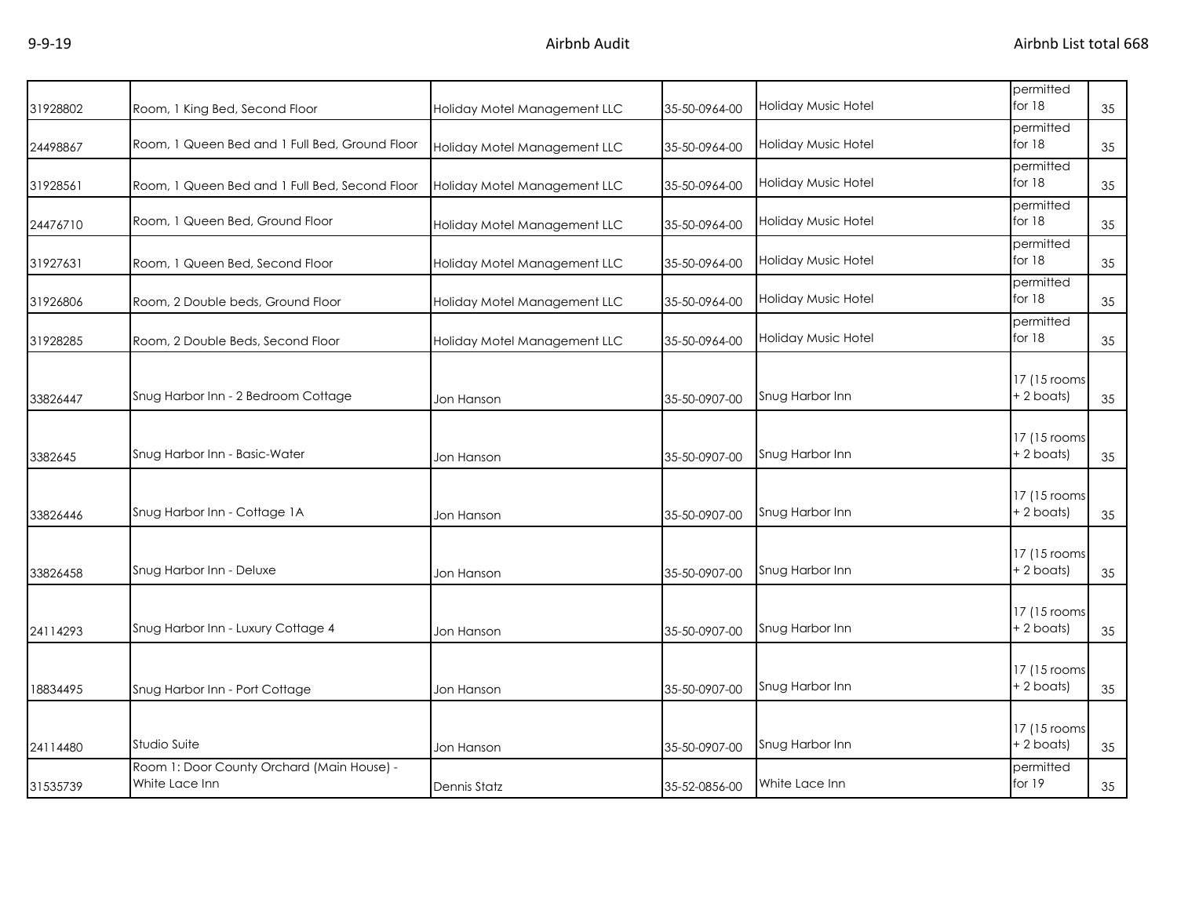| | | | | | | |
|---|---|---|---|---|---|---|
| 31928802 | Room, 1 King Bed, Second Floor | Holiday Motel Management LLC | 35-50-0964-00 | Holiday Music Hotel | permitted for 18 | 35 |
| 24498867 | Room, 1 Queen Bed and 1 Full Bed, Ground Floor | Holiday Motel Management LLC | 35-50-0964-00 | Holiday Music Hotel | permitted for 18 | 35 |
| 31928561 | Room, 1 Queen Bed and 1 Full Bed, Second Floor | Holiday Motel Management LLC | 35-50-0964-00 | Holiday Music Hotel | permitted for 18 | 35 |
| 24476710 | Room, 1 Queen Bed, Ground Floor | Holiday Motel Management LLC | 35-50-0964-00 | Holiday Music Hotel | permitted for 18 | 35 |
| 31927631 | Room, 1 Queen Bed, Second Floor | Holiday Motel Management LLC | 35-50-0964-00 | Holiday Music Hotel | permitted for 18 | 35 |
| 31926806 | Room, 2 Double beds, Ground Floor | Holiday Motel Management LLC | 35-50-0964-00 | Holiday Music Hotel | permitted for 18 | 35 |
| 31928285 | Room, 2 Double Beds, Second Floor | Holiday Motel Management LLC | 35-50-0964-00 | Holiday Music Hotel | permitted for 18 | 35 |
| 33826447 | Snug Harbor Inn - 2 Bedroom Cottage | Jon Hanson | 35-50-0907-00 | Snug Harbor Inn | 17 (15 rooms + 2 boats) | 35 |
| 3382645 | Snug Harbor Inn - Basic-Water | Jon Hanson | 35-50-0907-00 | Snug Harbor Inn | 17 (15 rooms + 2 boats) | 35 |
| 33826446 | Snug Harbor Inn - Cottage 1A | Jon Hanson | 35-50-0907-00 | Snug Harbor Inn | 17 (15 rooms + 2 boats) | 35 |
| 33826458 | Snug Harbor Inn - Deluxe | Jon Hanson | 35-50-0907-00 | Snug Harbor Inn | 17 (15 rooms + 2 boats) | 35 |
| 24114293 | Snug Harbor Inn - Luxury Cottage 4 | Jon Hanson | 35-50-0907-00 | Snug Harbor Inn | 17 (15 rooms + 2 boats) | 35 |
| 18834495 | Snug Harbor Inn - Port Cottage | Jon Hanson | 35-50-0907-00 | Snug Harbor Inn | 17 (15 rooms + 2 boats) | 35 |
| 24114480 | Studio Suite | Jon Hanson | 35-50-0907-00 | Snug Harbor Inn | 17 (15 rooms + 2 boats) | 35 |
| 31535739 | Room 1: Door County Orchard (Main House) - White Lace Inn | Dennis Statz | 35-52-0856-00 | White Lace Inn | permitted for 19 | 35 |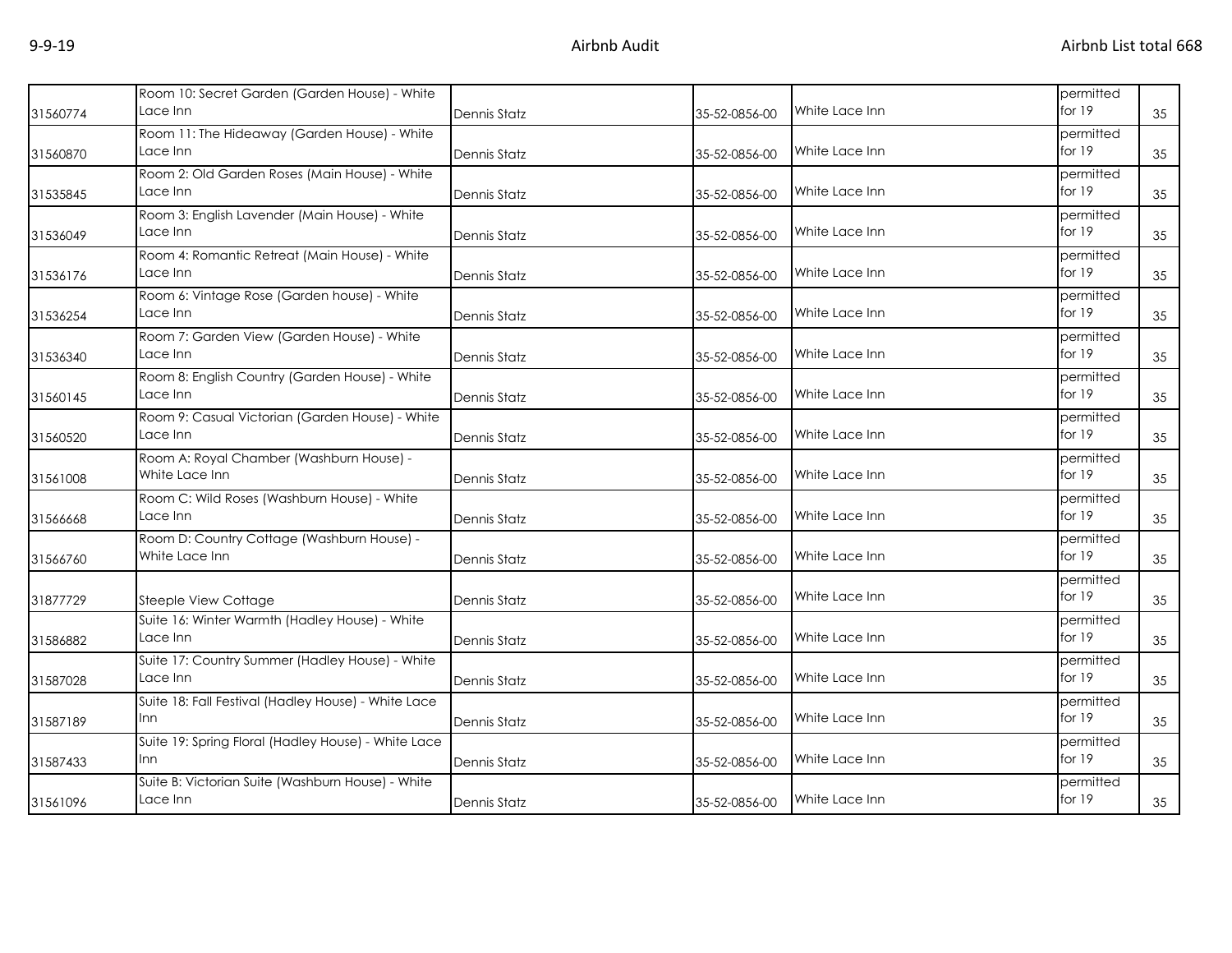| | | | | | | |
|---|---|---|---|---|---|---|
| 31560774 | Room 10: Secret Garden (Garden House) - White Lace Inn | Dennis Statz | 35-52-0856-00 | White Lace Inn | permitted for 19 | 35 |
| 31560870 | Room 11: The Hideaway (Garden House) - White Lace Inn | Dennis Statz | 35-52-0856-00 | White Lace Inn | permitted for 19 | 35 |
| 31535845 | Room 2: Old Garden Roses (Main House) - White Lace Inn | Dennis Statz | 35-52-0856-00 | White Lace Inn | permitted for 19 | 35 |
| 31536049 | Room 3: English Lavender (Main House) - White Lace Inn | Dennis Statz | 35-52-0856-00 | White Lace Inn | permitted for 19 | 35 |
| 31536176 | Room 4: Romantic Retreat (Main House) - White Lace Inn | Dennis Statz | 35-52-0856-00 | White Lace Inn | permitted for 19 | 35 |
| 31536254 | Room 6: Vintage Rose (Garden house) - White Lace Inn | Dennis Statz | 35-52-0856-00 | White Lace Inn | permitted for 19 | 35 |
| 31536340 | Room 7: Garden View (Garden House) - White Lace Inn | Dennis Statz | 35-52-0856-00 | White Lace Inn | permitted for 19 | 35 |
| 31560145 | Room 8: English Country (Garden House) - White Lace Inn | Dennis Statz | 35-52-0856-00 | White Lace Inn | permitted for 19 | 35 |
| 31560520 | Room 9: Casual Victorian (Garden House) - White Lace Inn | Dennis Statz | 35-52-0856-00 | White Lace Inn | permitted for 19 | 35 |
| 31561008 | Room A: Royal Chamber (Washburn House) - White Lace Inn | Dennis Statz | 35-52-0856-00 | White Lace Inn | permitted for 19 | 35 |
| 31566668 | Room C: Wild Roses (Washburn House) - White Lace Inn | Dennis Statz | 35-52-0856-00 | White Lace Inn | permitted for 19 | 35 |
| 31566760 | Room D: Country Cottage (Washburn House) - White Lace Inn | Dennis Statz | 35-52-0856-00 | White Lace Inn | permitted for 19 | 35 |
| 31877729 | Steeple View Cottage | Dennis Statz | 35-52-0856-00 | White Lace Inn | permitted for 19 | 35 |
| 31586882 | Suite 16: Winter Warmth (Hadley House) - White Lace Inn | Dennis Statz | 35-52-0856-00 | White Lace Inn | permitted for 19 | 35 |
| 31587028 | Suite 17: Country Summer (Hadley House) - White Lace Inn | Dennis Statz | 35-52-0856-00 | White Lace Inn | permitted for 19 | 35 |
| 31587189 | Suite 18: Fall Festival (Hadley House) - White Lace Inn | Dennis Statz | 35-52-0856-00 | White Lace Inn | permitted for 19 | 35 |
| 31587433 | Suite 19: Spring Floral (Hadley House) - White Lace Inn | Dennis Statz | 35-52-0856-00 | White Lace Inn | permitted for 19 | 35 |
| 31561096 | Suite B: Victorian Suite (Washburn House) - White Lace Inn | Dennis Statz | 35-52-0856-00 | White Lace Inn | permitted for 19 | 35 |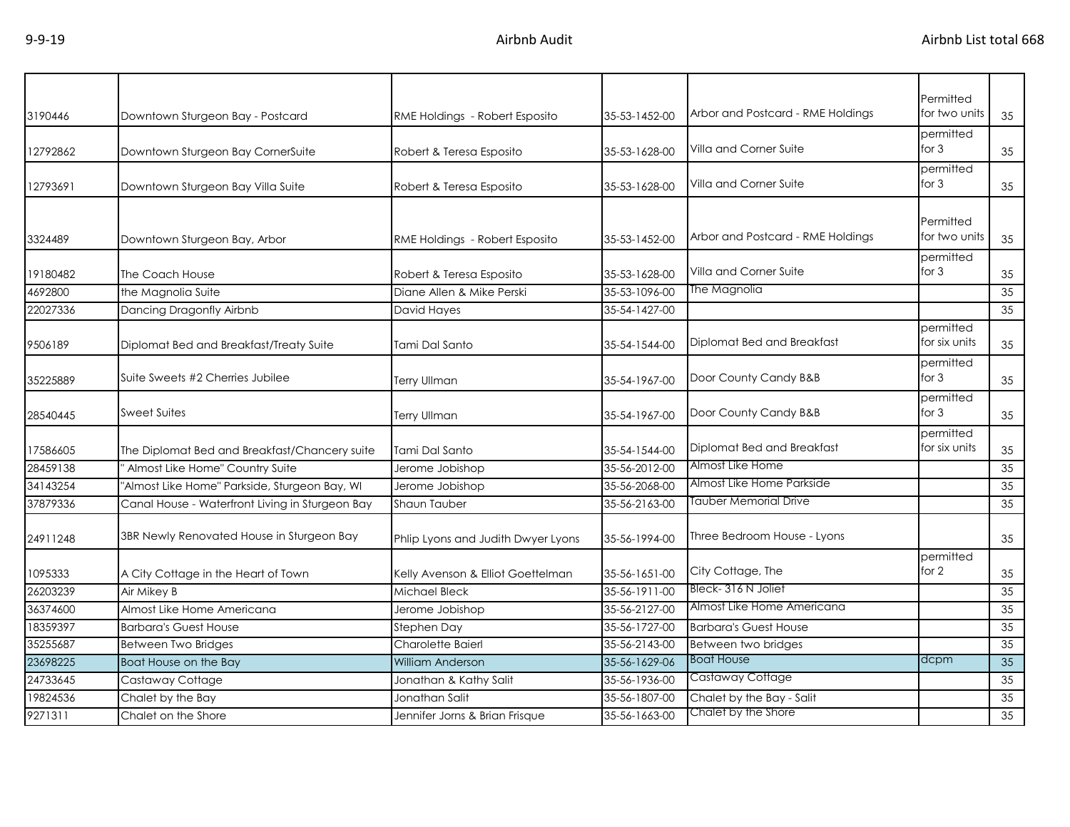| | | | | | | |
|---|---|---|---|---|---|---|
| 3190446 | Downtown Sturgeon Bay - Postcard | RME Holdings - Robert Esposito | 35-53-1452-00 | Arbor and Postcard - RME Holdings | Permitted for two units | 35 |
| 12792862 | Downtown Sturgeon Bay CornerSuite | Robert & Teresa Esposito | 35-53-1628-00 | Villa and Corner Suite | permitted for 3 | 35 |
| 12793691 | Downtown Sturgeon Bay Villa Suite | Robert & Teresa Esposito | 35-53-1628-00 | Villa and Corner Suite | permitted for 3 | 35 |
| 3324489 | Downtown Sturgeon Bay, Arbor | RME Holdings - Robert Esposito | 35-53-1452-00 | Arbor and Postcard - RME Holdings | Permitted for two units | 35 |
| 19180482 | The Coach House | Robert & Teresa Esposito | 35-53-1628-00 | Villa and Corner Suite | permitted for 3 | 35 |
| 4692800 | the Magnolia Suite | Diane Allen & Mike Perski | 35-53-1096-00 | The Magnolia | | 35 |
| 22027336 | Dancing Dragonfly Airbnb | David Hayes | 35-54-1427-00 | | | 35 |
| 9506189 | Diplomat Bed and Breakfast/Treaty Suite | Tami Dal Santo | 35-54-1544-00 | Diplomat Bed and Breakfast | permitted for six units | 35 |
| 35225889 | Suite Sweets #2 Cherries Jubilee | Terry Ullman | 35-54-1967-00 | Door County Candy B&B | permitted for 3 | 35 |
| 28540445 | Sweet Suites | Terry Ullman | 35-54-1967-00 | Door County Candy B&B | permitted for 3 | 35 |
| 17586605 | The Diplomat Bed and Breakfast/Chancery suite | Tami Dal Santo | 35-54-1544-00 | Diplomat Bed and Breakfast | permitted for six units | 35 |
| 28459138 | " Almost Like Home" Country Suite | Jerome Jobishop | 35-56-2012-00 | Almost Like Home | | 35 |
| 34143254 | "Almost Like Home" Parkside, Sturgeon Bay, WI | Jerome Jobishop | 35-56-2068-00 | Almost Like Home Parkside | | 35 |
| 37879336 | Canal House - Waterfront Living in Sturgeon Bay | Shaun Tauber | 35-56-2163-00 | Tauber Memorial Drive | | 35 |
| 24911248 | 3BR Newly Renovated House in Sturgeon Bay | Phlip Lyons and Judith Dwyer Lyons | 35-56-1994-00 | Three Bedroom House - Lyons | | 35 |
| 1095333 | A City Cottage in the Heart of Town | Kelly Avenson & Elliot Goettelman | 35-56-1651-00 | City Cottage, The | permitted for 2 | 35 |
| 26203239 | Air Mikey B | Michael Bleck | 35-56-1911-00 | Bleck- 316 N Joliet | | 35 |
| 36374600 | Almost Like Home Americana | Jerome Jobishop | 35-56-2127-00 | Almost Like Home Americana | | 35 |
| 18359397 | Barbara's Guest House | Stephen Day | 35-56-1727-00 | Barbara's Guest House | | 35 |
| 35255687 | Between Two Bridges | Charolette Baierl | 35-56-2143-00 | Between two bridges | | 35 |
| 23698225 | Boat House on the Bay | William Anderson | 35-56-1629-06 | Boat House | dcpm | 35 |
| 24733645 | Castaway Cottage | Jonathan & Kathy Salit | 35-56-1936-00 | Castaway Cottage | | 35 |
| 19824536 | Chalet by the Bay | Jonathan Salit | 35-56-1807-00 | Chalet by the Bay - Salit | | 35 |
| 9271311 | Chalet on the Shore | Jennifer Jorns & Brian Frisque | 35-56-1663-00 | Chalet by the Shore | | 35 |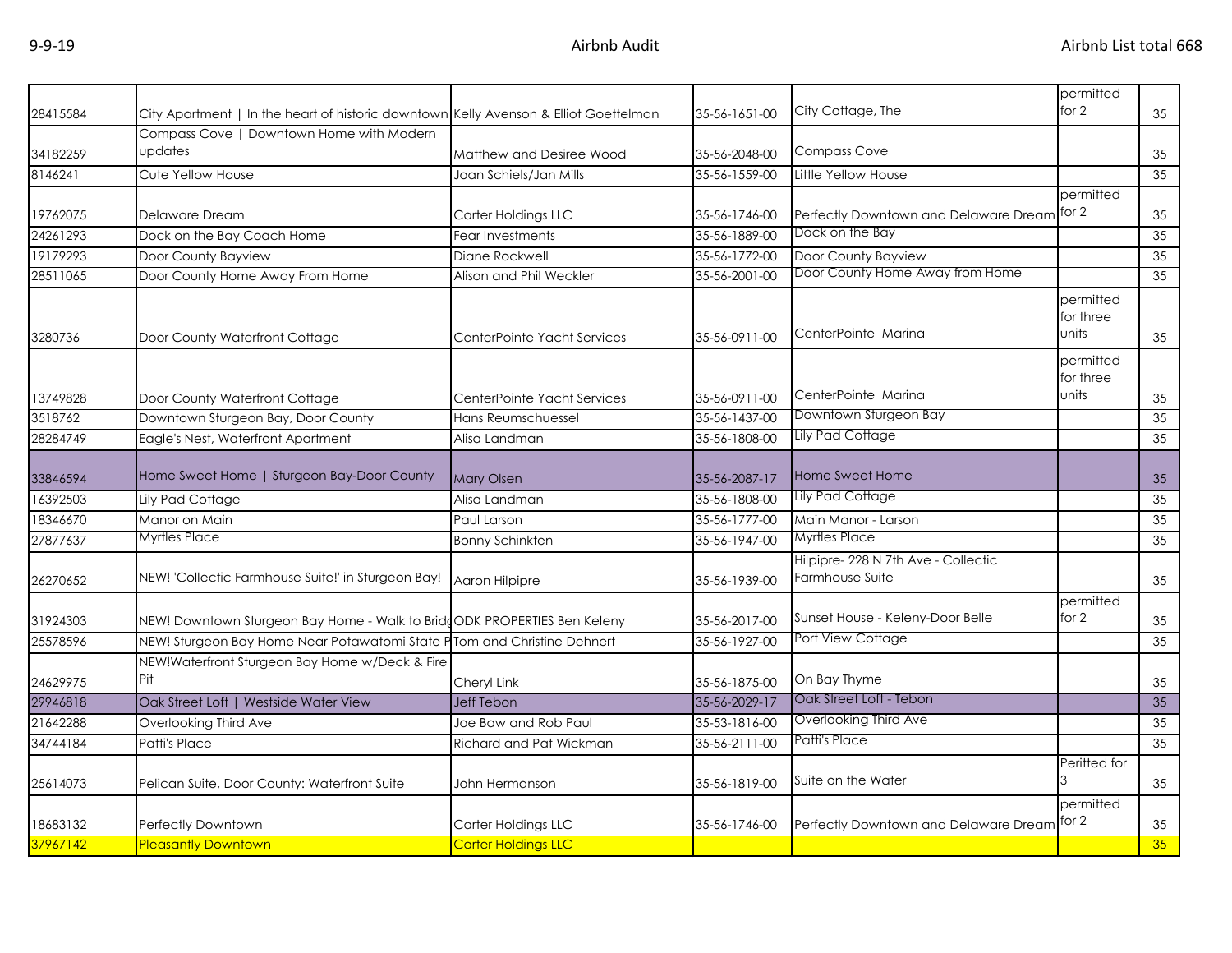| | | | | | | |
|---|---|---|---|---|---|---|
| 28415584 | City Apartment \| In the heart of historic downtown | Kelly Avenson & Elliot Goettelman | 35-56-1651-00 | City Cottage, The | permitted for 2 | 35 |
| 34182259 | Compass Cove \| Downtown Home with Modern updates | Matthew and Desiree Wood | 35-56-2048-00 | Compass Cove | | 35 |
| 8146241 | Cute Yellow House | Joan Schiels/Jan Mills | 35-56-1559-00 | Little Yellow House | | 35 |
| 19762075 | Delaware Dream | Carter Holdings LLC | 35-56-1746-00 | Perfectly Downtown and Delaware Dream | permitted for 2 | 35 |
| 24261293 | Dock on the Bay Coach Home | Fear Investments | 35-56-1889-00 | Dock on the Bay | | 35 |
| 19179293 | Door County Bayview | Diane Rockwell | 35-56-1772-00 | Door County Bayview | | 35 |
| 28511065 | Door County Home Away From Home | Alison and Phil Weckler | 35-56-2001-00 | Door County Home Away from Home | | 35 |
| 3280736 | Door County Waterfront Cottage | CenterPointe Yacht Services | 35-56-0911-00 | CenterPointe Marina | permitted for three units | 35 |
| 13749828 | Door County Waterfront Cottage | CenterPointe Yacht Services | 35-56-0911-00 | CenterPointe Marina | permitted for three units | 35 |
| 3518762 | Downtown Sturgeon Bay, Door County | Hans Reumschuessel | 35-56-1437-00 | Downtown Sturgeon Bay | | 35 |
| 28284749 | Eagle's Nest, Waterfront Apartment | Alisa Landman | 35-56-1808-00 | Lily Pad Cottage | | 35 |
| 33846594 | Home Sweet Home \| Sturgeon Bay-Door County | Mary Olsen | 35-56-2087-17 | Home Sweet Home | | 35 |
| 16392503 | Lily Pad Cottage | Alisa Landman | 35-56-1808-00 | Lily Pad Cottage | | 35 |
| 18346670 | Manor on Main | Paul Larson | 35-56-1777-00 | Main Manor - Larson | | 35 |
| 27877637 | Myrtles Place | Bonny Schinkten | 35-56-1947-00 | Myrtles Place | | 35 |
| 26270652 | NEW! 'Collectic Farmhouse Suite!' in Sturgeon Bay! | Aaron Hilpipre | 35-56-1939-00 | Hilpipre- 228 N 7th Ave - Collectic Farmhouse Suite | | 35 |
| 31924303 | NEW! Downtown Sturgeon Bay Home - Walk to Brid | ODK PROPERTIES Ben Keleny | 35-56-2017-00 | Sunset House - Keleny-Door Belle | permitted for 2 | 35 |
| 25578596 | NEW! Sturgeon Bay Home Near Potawatomi State P | Tom and Christine Dehnert | 35-56-1927-00 | Port View Cottage | | 35 |
| 24629975 | NEW!Waterfront Sturgeon Bay Home w/Deck & Fire Pit | Cheryl Link | 35-56-1875-00 | On Bay Thyme | | 35 |
| 29946818 | Oak Street Loft \| Westside Water View | Jeff Tebon | 35-56-2029-17 | Oak Street Loft - Tebon | | 35 |
| 21642288 | Overlooking Third Ave | Joe Baw and Rob Paul | 35-53-1816-00 | Overlooking Third Ave | | 35 |
| 34744184 | Patti's Place | Richard and Pat Wickman | 35-56-2111-00 | Patti's Place | | 35 |
| 25614073 | Pelican Suite, Door County: Waterfront Suite | John Hermanson | 35-56-1819-00 | Suite on the Water | Peritted for 3 | 35 |
| 18683132 | Perfectly Downtown | Carter Holdings LLC | 35-56-1746-00 | Perfectly Downtown and Delaware Dream | permitted for 2 | 35 |
| 37967142 | Pleasantly Downtown | Carter Holdings LLC | | | | 35 |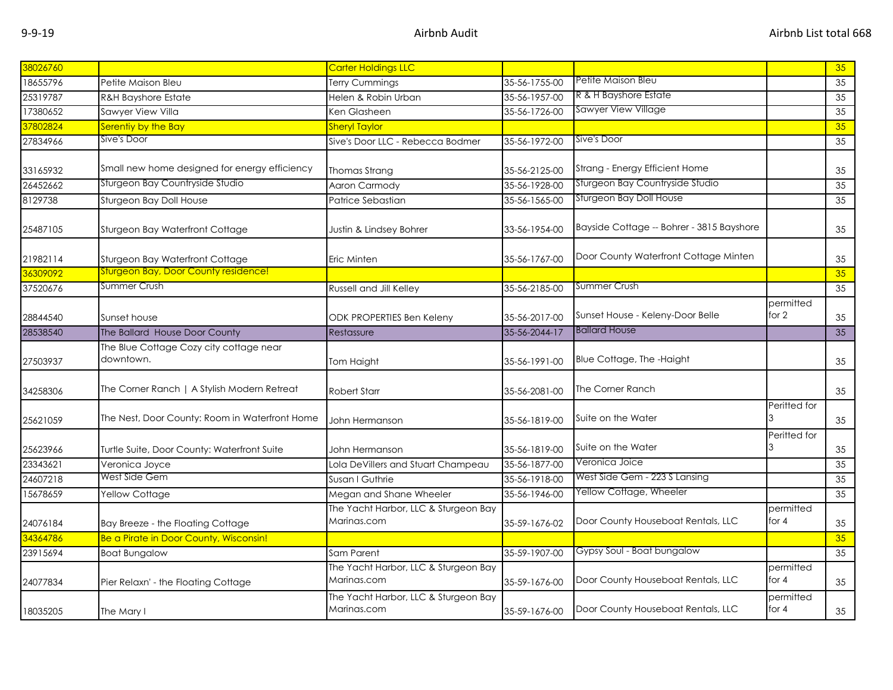| | | | | | | |
|---|---|---|---|---|---|---|
| 38026760 | | Carter Holdings LLC | | | | 35 |
| 18655796 | Petite Maison Bleu | Terry Cummings | 35-56-1755-00 | Petite Maison Bleu | | 35 |
| 25319787 | R&H Bayshore Estate | Helen & Robin Urban | 35-56-1957-00 | R & H Bayshore Estate | | 35 |
| 17380652 | Sawyer View Villa | Ken Glasheen | 35-56-1726-00 | Sawyer View Village | | 35 |
| 37802824 | Serentiy by the Bay | Sheryl Taylor | | | | 35 |
| 27834966 | Sive's Door | Sive's Door LLC - Rebecca Bodmer | 35-56-1972-00 | Sive's Door | | 35 |
| 33165932 | Small new home designed for energy efficiency | Thomas Strang | 35-56-2125-00 | Strang - Energy Efficient Home | | 35 |
| 26452662 | Sturgeon Bay Countryside Studio | Aaron Carmody | 35-56-1928-00 | Sturgeon Bay Countryside Studio | | 35 |
| 8129738 | Sturgeon Bay Doll House | Patrice Sebastian | 35-56-1565-00 | Sturgeon Bay Doll House | | 35 |
| 25487105 | Sturgeon Bay Waterfront Cottage | Justin & Lindsey Bohrer | 33-56-1954-00 | Bayside Cottage -- Bohrer - 3815 Bayshore | | 35 |
| 21982114 | Sturgeon Bay Waterfront Cottage | Eric Minten | 35-56-1767-00 | Door County Waterfront Cottage Minten | | 35 |
| 36309092 | Sturgeon Bay, Door County residence! | | | | | 35 |
| 37520676 | Summer Crush | Russell and Jill Kelley | 35-56-2185-00 | Summer Crush | | 35 |
| 28844540 | Sunset house | ODK PROPERTIES Ben Keleny | 35-56-2017-00 | Sunset House - Keleny-Door Belle | permitted for 2 | 35 |
| 28538540 | The Ballard House Door County | Restassure | 35-56-2044-17 | Ballard House | | 35 |
| 27503937 | The Blue Cottage Cozy city cottage near downtown. | Tom Haight | 35-56-1991-00 | Blue Cottage, The -Haight | | 35 |
| 34258306 | The Corner Ranch \| A Stylish Modern Retreat | Robert Starr | 35-56-2081-00 | The Corner Ranch | | 35 |
| 25621059 | The Nest, Door County: Room in Waterfront Home | John Hermanson | 35-56-1819-00 | Suite on the Water | Peritted for 3 | 35 |
| 25623966 | Turtle Suite, Door County: Waterfront Suite | John Hermanson | 35-56-1819-00 | Suite on the Water | Peritted for 3 | 35 |
| 23343621 | Veronica Joyce | Lola DeVillers and Stuart Champeau | 35-56-1877-00 | Veronica Joice | | 35 |
| 24607218 | West Side Gem | Susan I Guthrie | 35-56-1918-00 | West Side Gem - 223 S Lansing | | 35 |
| 15678659 | Yellow Cottage | Megan and Shane Wheeler | 35-56-1946-00 | Yellow Cottage, Wheeler | | 35 |
| 24076184 | Bay Breeze - the Floating Cottage | The Yacht Harbor, LLC & Sturgeon Bay Marinas.com | 35-59-1676-02 | Door County Houseboat Rentals, LLC | permitted for 4 | 35 |
| 34364786 | Be a Pirate in Door County, Wisconsin! | | | | | 35 |
| 23915694 | Boat Bungalow | Sam Parent | 35-59-1907-00 | Gypsy Soul - Boat bungalow | | 35 |
| 24077834 | Pier Relaxn' - the Floating Cottage | The Yacht Harbor, LLC & Sturgeon Bay Marinas.com | 35-59-1676-00 | Door County Houseboat Rentals, LLC | permitted for 4 | 35 |
| 18035205 | The Mary I | The Yacht Harbor, LLC & Sturgeon Bay Marinas.com | 35-59-1676-00 | Door County Houseboat Rentals, LLC | permitted for 4 | 35 |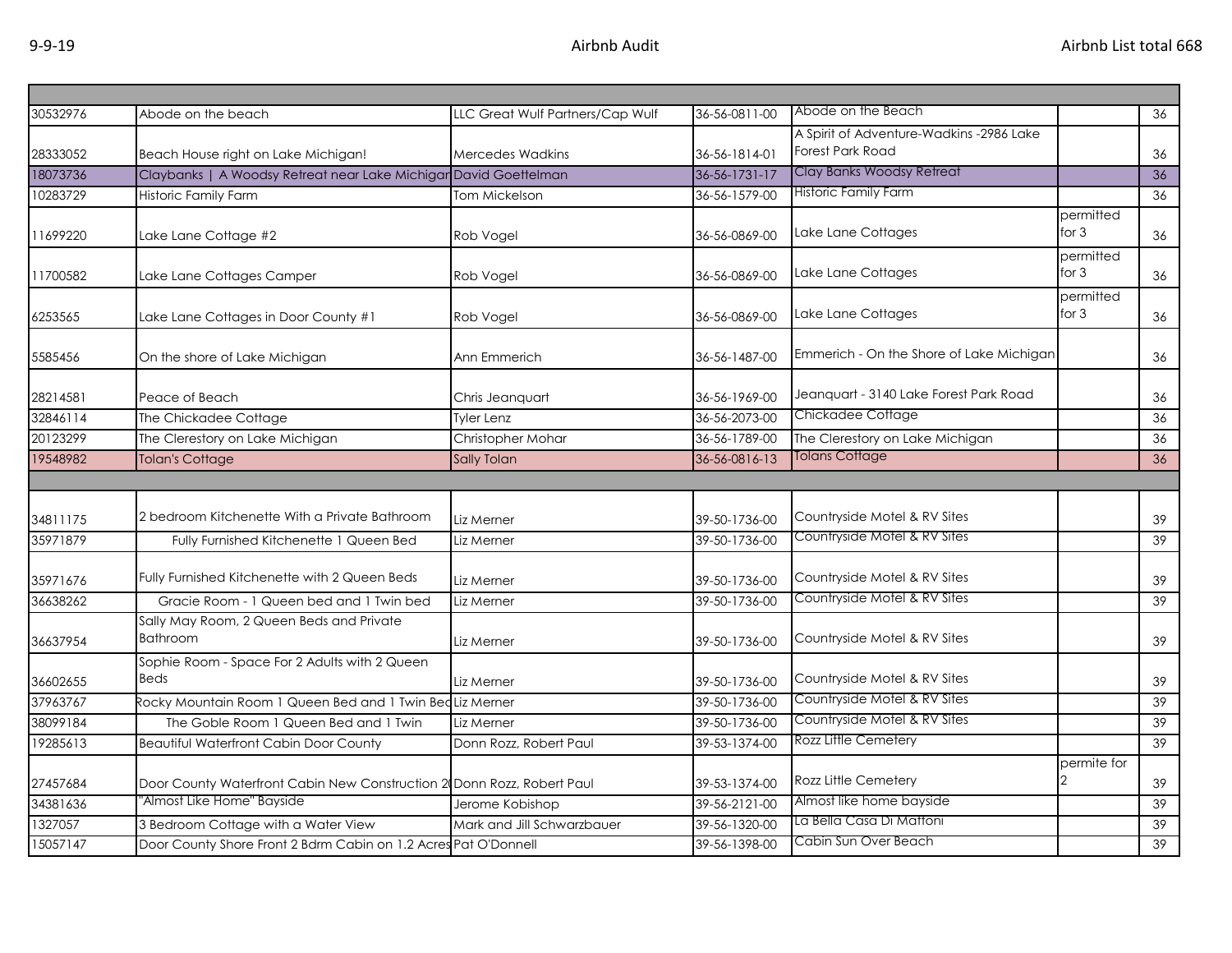| | | | | | | |
|---|---|---|---|---|---|---|
| 30532976 | Abode on the beach | LLC Great Wulf Partners/Cap Wulf | 36-56-0811-00 | Abode on the Beach | | 36 |
| 28333052 | Beach House right on Lake Michigan! | Mercedes Wadkins | 36-56-1814-01 | A Spirit of Adventure-Wadkins -2986 Lake Forest Park Road | | 36 |
| 18073736 | Claybanks \| A Woodsy Retreat near Lake Michigan | David Goettelman | 36-56-1731-17 | Clay Banks Woodsy Retreat | | 36 |
| 10283729 | Historic Family Farm | Tom Mickelson | 36-56-1579-00 | Historic Family Farm | | 36 |
| 11699220 | Lake Lane Cottage #2 | Rob Vogel | 36-56-0869-00 | Lake Lane Cottages | permitted for 3 | 36 |
| 11700582 | Lake Lane Cottages Camper | Rob Vogel | 36-56-0869-00 | Lake Lane Cottages | permitted for 3 | 36 |
| 6253565 | Lake Lane Cottages in Door County #1 | Rob Vogel | 36-56-0869-00 | Lake Lane Cottages | permitted for 3 | 36 |
| 5585456 | On the shore of Lake Michigan | Ann Emmerich | 36-56-1487-00 | Emmerich - On the Shore of Lake Michigan | | 36 |
| 28214581 | Peace of Beach | Chris Jeanquart | 36-56-1969-00 | Jeanquart - 3140 Lake Forest Park Road | | 36 |
| 32846114 | The Chickadee Cottage | Tyler Lenz | 36-56-2073-00 | Chickadee Cottage | | 36 |
| 20123299 | The Clerestory on Lake Michigan | Christopher Mohar | 36-56-1789-00 | The Clerestory on Lake Michigan | | 36 |
| 19548982 | Tolan's Cottage | Sally Tolan | 36-56-0816-13 | Tolans Cottage | | 36 |
| | | | | | | |
| 34811175 | 2 bedroom Kitchenette With a Private Bathroom | Liz Merner | 39-50-1736-00 | Countryside Motel & RV Sites | | 39 |
| 35971879 | Fully Furnished Kitchenette 1 Queen Bed | Liz Merner | 39-50-1736-00 | Countryside Motel & RV Sites | | 39 |
| 35971676 | Fully Furnished Kitchenette with 2 Queen Beds | Liz Merner | 39-50-1736-00 | Countryside Motel & RV Sites | | 39 |
| 36638262 | Gracie Room - 1 Queen bed and 1 Twin bed | Liz Merner | 39-50-1736-00 | Countryside Motel & RV Sites | | 39 |
| 36637954 | Sally May Room, 2 Queen Beds and Private Bathroom | Liz Merner | 39-50-1736-00 | Countryside Motel & RV Sites | | 39 |
| 36602655 | Sophie Room - Space For 2 Adults with 2 Queen Beds | Liz Merner | 39-50-1736-00 | Countryside Motel & RV Sites | | 39 |
| 37963767 | Rocky Mountain Room 1 Queen Bed and 1 Twin Bed | Liz Merner | 39-50-1736-00 | Countryside Motel & RV Sites | | 39 |
| 38099184 | The Goble Room 1 Queen Bed and 1 Twin | Liz Merner | 39-50-1736-00 | Countryside Motel & RV Sites | | 39 |
| 19285613 | Beautiful Waterfront Cabin Door County | Donn Rozz, Robert Paul | 39-53-1374-00 | Rozz Little Cemetery | | 39 |
| 27457684 | Door County Waterfront Cabin New Construction 2( | Donn Rozz, Robert Paul | 39-53-1374-00 | Rozz Little Cemetery | permite for 2 | 39 |
| 34381636 | "Almost Like Home" Bayside | Jerome Kobishop | 39-56-2121-00 | Almost like home bayside | | 39 |
| 1327057 | 3 Bedroom Cottage with a Water View | Mark and Jill Schwarzbauer | 39-56-1320-00 | La Bella Casa Di Mattoni | | 39 |
| 15057147 | Door County Shore Front 2 Bdrm Cabin on 1.2 Acres | Pat O'Donnell | 39-56-1398-00 | Cabin Sun Over Beach | | 39 |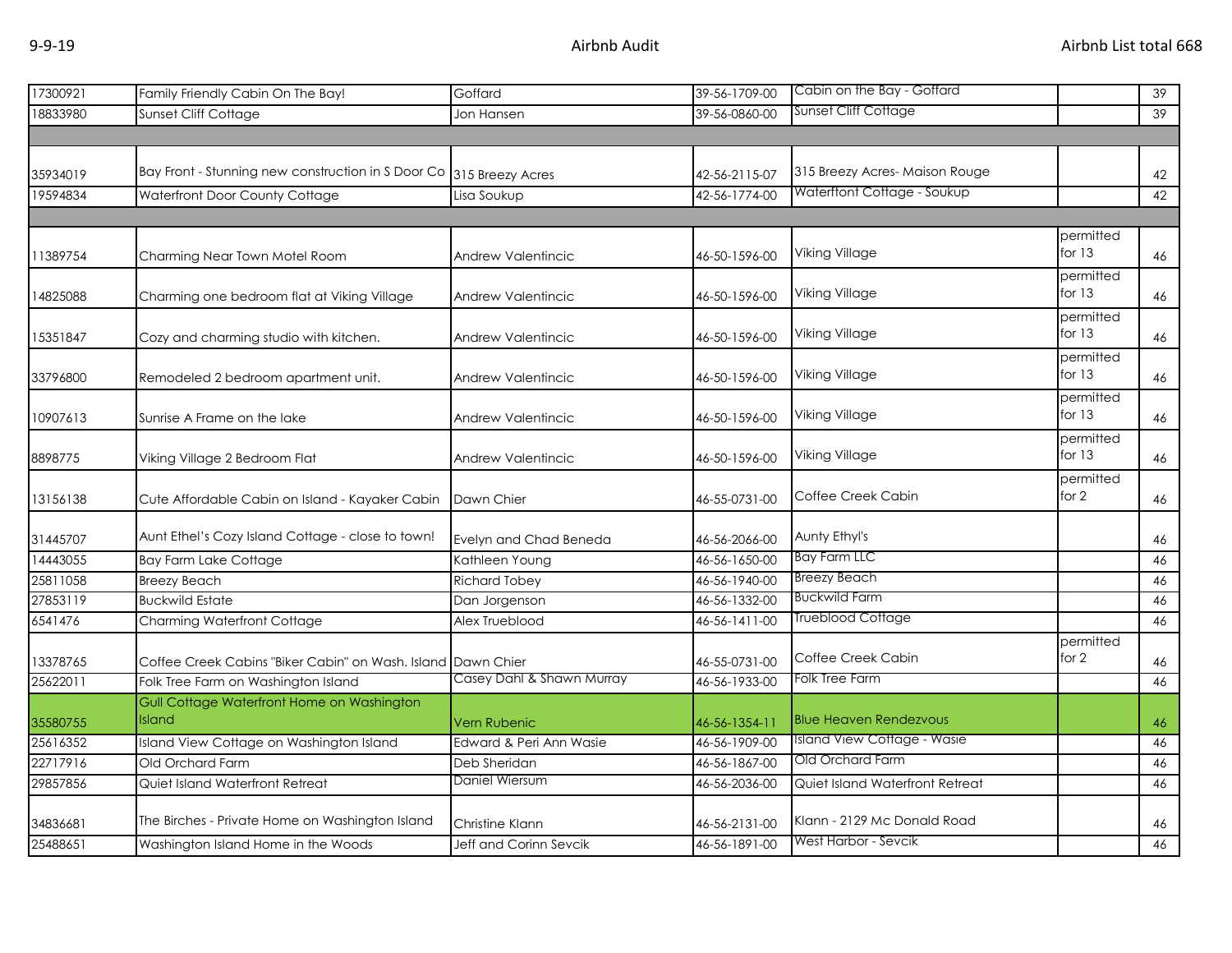| | | | | | | |
|---|---|---|---|---|---|---|
| 17300921 | Family Friendly Cabin On The Bay! | Goffard | 39-56-1709-00 | Cabin on the Bay - Goffard | | 39 |
| 18833980 | Sunset Cliff Cottage | Jon Hansen | 39-56-0860-00 | Sunset Cliff Cottage | | 39 |
| | | | | | | |
| 35934019 | Bay Front - Stunning new construction in S Door Co | 315 Breezy Acres | 42-56-2115-07 | 315 Breezy Acres- Maison Rouge | | 42 |
| 19594834 | Waterfront Door County Cottage | Lisa Soukup | 42-56-1774-00 | Waterftont Cottage - Soukup | | 42 |
| | | | | | | |
| 11389754 | Charming Near Town Motel Room | Andrew Valentincic | 46-50-1596-00 | Viking Village | permitted for 13 | 46 |
| 14825088 | Charming one bedroom flat at Viking Village | Andrew Valentincic | 46-50-1596-00 | Viking Village | permitted for 13 | 46 |
| 15351847 | Cozy and charming studio with kitchen. | Andrew Valentincic | 46-50-1596-00 | Viking Village | permitted for 13 | 46 |
| 33796800 | Remodeled 2 bedroom apartment unit. | Andrew Valentincic | 46-50-1596-00 | Viking Village | permitted for 13 | 46 |
| 10907613 | Sunrise A Frame on the lake | Andrew Valentincic | 46-50-1596-00 | Viking Village | permitted for 13 | 46 |
| 8898775 | Viking Village 2 Bedroom Flat | Andrew Valentincic | 46-50-1596-00 | Viking Village | permitted for 13 | 46 |
| 13156138 | Cute Affordable Cabin on Island - Kayaker Cabin | Dawn Chier | 46-55-0731-00 | Coffee Creek Cabin | permitted for 2 | 46 |
| 31445707 | Aunt Ethel's Cozy Island Cottage - close to town! | Evelyn and Chad Beneda | 46-56-2066-00 | Aunty Ethyl's | | 46 |
| 14443055 | Bay Farm Lake Cottage | Kathleen Young | 46-56-1650-00 | Bay Farm LLC | | 46 |
| 25811058 | Breezy Beach | Richard Tobey | 46-56-1940-00 | Breezy Beach | | 46 |
| 27853119 | Buckwild Estate | Dan Jorgenson | 46-56-1332-00 | Buckwild Farm | | 46 |
| 6541476 | Charming Waterfront Cottage | Alex Trueblood | 46-56-1411-00 | Trueblood Cottage | | 46 |
| 13378765 | Coffee Creek Cabins "Biker Cabin" on Wash. Island | Dawn Chier | 46-55-0731-00 | Coffee Creek Cabin | permitted for 2 | 46 |
| 25622011 | Folk Tree Farm on Washington Island | Casey Dahl & Shawn Murray | 46-56-1933-00 | Folk Tree Farm | | 46 |
| 35580755 | Gull Cottage Waterfront Home on Washington Island | Vern Rubenic | 46-56-1354-11 | Blue Heaven Rendezvous | | 46 |
| 25616352 | Island View Cottage on Washington Island | Edward & Peri Ann Wasie | 46-56-1909-00 | Island View Cottage - Wasie | | 46 |
| 22717916 | Old Orchard Farm | Deb Sheridan | 46-56-1867-00 | Old Orchard Farm | | 46 |
| 29857856 | Quiet Island Waterfront Retreat | Daniel Wiersum | 46-56-2036-00 | Quiet Island Waterfront Retreat | | 46 |
| 34836681 | The Birches - Private Home on Washington Island | Christine Klann | 46-56-2131-00 | Klann - 2129 Mc Donald Road | | 46 |
| 25488651 | Washington Island Home in the Woods | Jeff and Corinn Sevcik | 46-56-1891-00 | West Harbor - Sevcik | | 46 |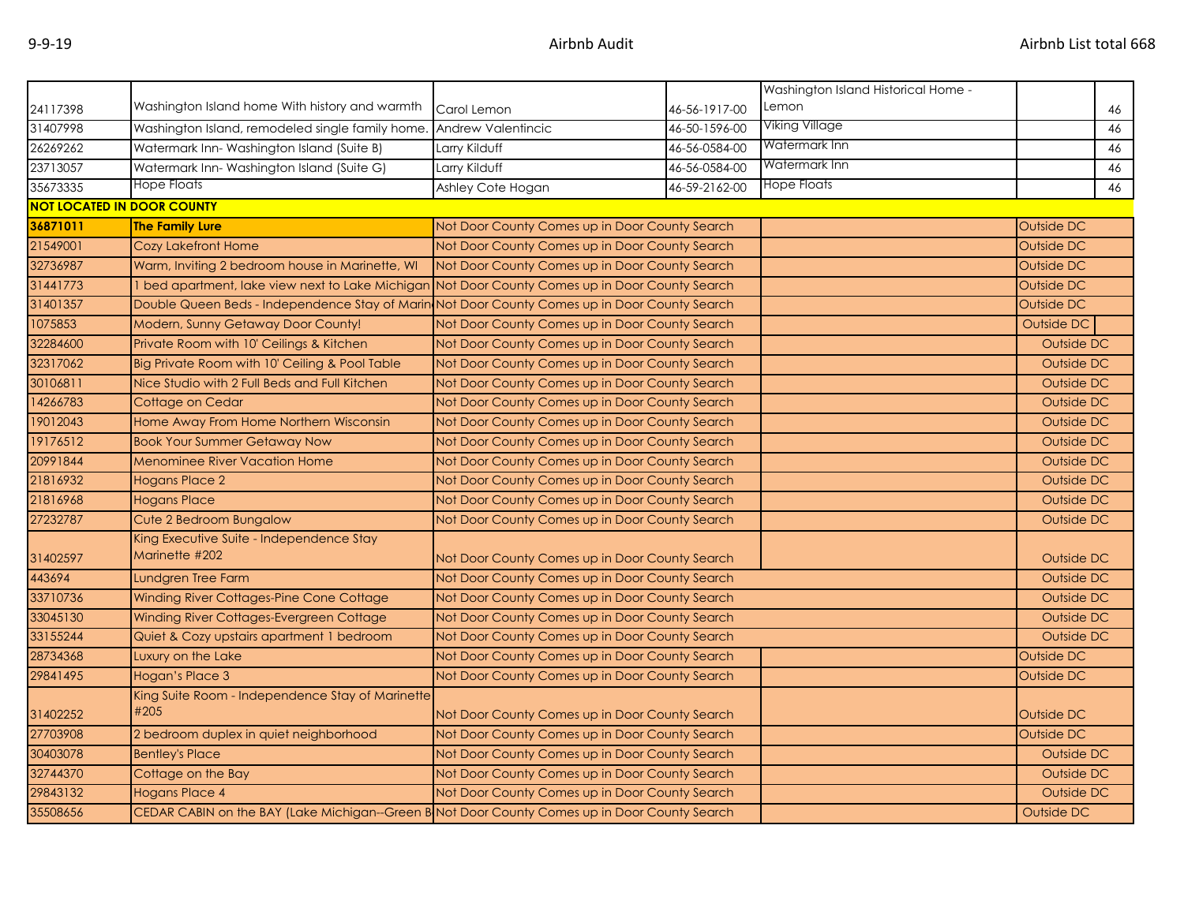| | | | | | | |
|---|---|---|---|---|---|---|
| 24117398 | Washington Island home With history and warmth | Carol Lemon | 46-56-1917-00 | Washington Island Historical Home - Lemon | | 46 |
| 31407998 | Washington Island, remodeled single family home. | Andrew Valentincic | 46-50-1596-00 | Viking Village | | 46 |
| 26269262 | Watermark Inn- Washington Island (Suite B) | Larry Kilduff | 46-56-0584-00 | Watermark Inn | | 46 |
| 23713057 | Watermark Inn- Washington Island (Suite G) | Larry Kilduff | 46-56-0584-00 | Watermark Inn | | 46 |
| 35673335 | Hope Floats | Ashley Cote Hogan | 46-59-2162-00 | Hope Floats | | 46 |
| **NOT LOCATED IN DOOR COUNTY** | | | | | | |
| **36871011** | **The Family Lure** | Not Door County Comes up in Door County Search | | | Outside DC | |
| 21549001 | Cozy Lakefront Home | Not Door County Comes up in Door County Search | | | Outside DC | |
| 32736987 | Warm, Inviting 2 bedroom house in Marinette, WI | Not Door County Comes up in Door County Search | | | Outside DC | |
| 31441773 | 1 bed apartment, lake view next to Lake Michigan | Not Door County Comes up in Door County Search | | | Outside DC | |
| 31401357 | Double Queen Beds - Independence Stay of Marin | Not Door County Comes up in Door County Search | | | Outside DC | |
| 1075853 | Modern, Sunny Getaway Door County! | Not Door County Comes up in Door County Search | | | Outside DC | |
| 32284600 | Private Room with 10' Ceilings & Kitchen | Not Door County Comes up in Door County Search | | | Outside DC | |
| 32317062 | Big Private Room with 10' Ceiling & Pool Table | Not Door County Comes up in Door County Search | | | Outside DC | |
| 30106811 | Nice Studio with 2 Full Beds and Full Kitchen | Not Door County Comes up in Door County Search | | | Outside DC | |
| 14266783 | Cottage on Cedar | Not Door County Comes up in Door County Search | | | Outside DC | |
| 19012043 | Home Away From Home Northern Wisconsin | Not Door County Comes up in Door County Search | | | Outside DC | |
| 19176512 | Book Your Summer Getaway Now | Not Door County Comes up in Door County Search | | | Outside DC | |
| 20991844 | Menominee River Vacation Home | Not Door County Comes up in Door County Search | | | Outside DC | |
| 21816932 | Hogans Place 2 | Not Door County Comes up in Door County Search | | | Outside DC | |
| 21816968 | Hogans Place | Not Door County Comes up in Door County Search | | | Outside DC | |
| 27232787 | Cute 2 Bedroom Bungalow | Not Door County Comes up in Door County Search | | | Outside DC | |
| 31402597 | King Executive Suite - Independence Stay Marinette #202 | Not Door County Comes up in Door County Search | | | Outside DC | |
| 443694 | Lundgren Tree Farm | Not Door County Comes up in Door County Search | | | Outside DC | |
| 33710736 | Winding River Cottages-Pine Cone Cottage | Not Door County Comes up in Door County Search | | | Outside DC | |
| 33045130 | Winding River Cottages-Evergreen Cottage | Not Door County Comes up in Door County Search | | | Outside DC | |
| 33155244 | Quiet & Cozy upstairs apartment 1 bedroom | Not Door County Comes up in Door County Search | | | Outside DC | |
| 28734368 | Luxury on the Lake | Not Door County Comes up in Door County Search | | | Outside DC | |
| 29841495 | Hogan's Place 3 | Not Door County Comes up in Door County Search | | | Outside DC | |
| 31402252 | King Suite Room - Independence Stay of Marinette #205 | Not Door County Comes up in Door County Search | | | Outside DC | |
| 27703908 | 2 bedroom duplex in quiet neighborhood | Not Door County Comes up in Door County Search | | | Outside DC | |
| 30403078 | Bentley's Place | Not Door County Comes up in Door County Search | | | Outside DC | |
| 32744370 | Cottage on the Bay | Not Door County Comes up in Door County Search | | | Outside DC | |
| 29843132 | Hogans Place 4 | Not Door County Comes up in Door County Search | | | Outside DC | |
| 35508656 | CEDAR CABIN on the BAY (Lake Michigan--Green B | Not Door County Comes up in Door County Search | | | Outside DC | |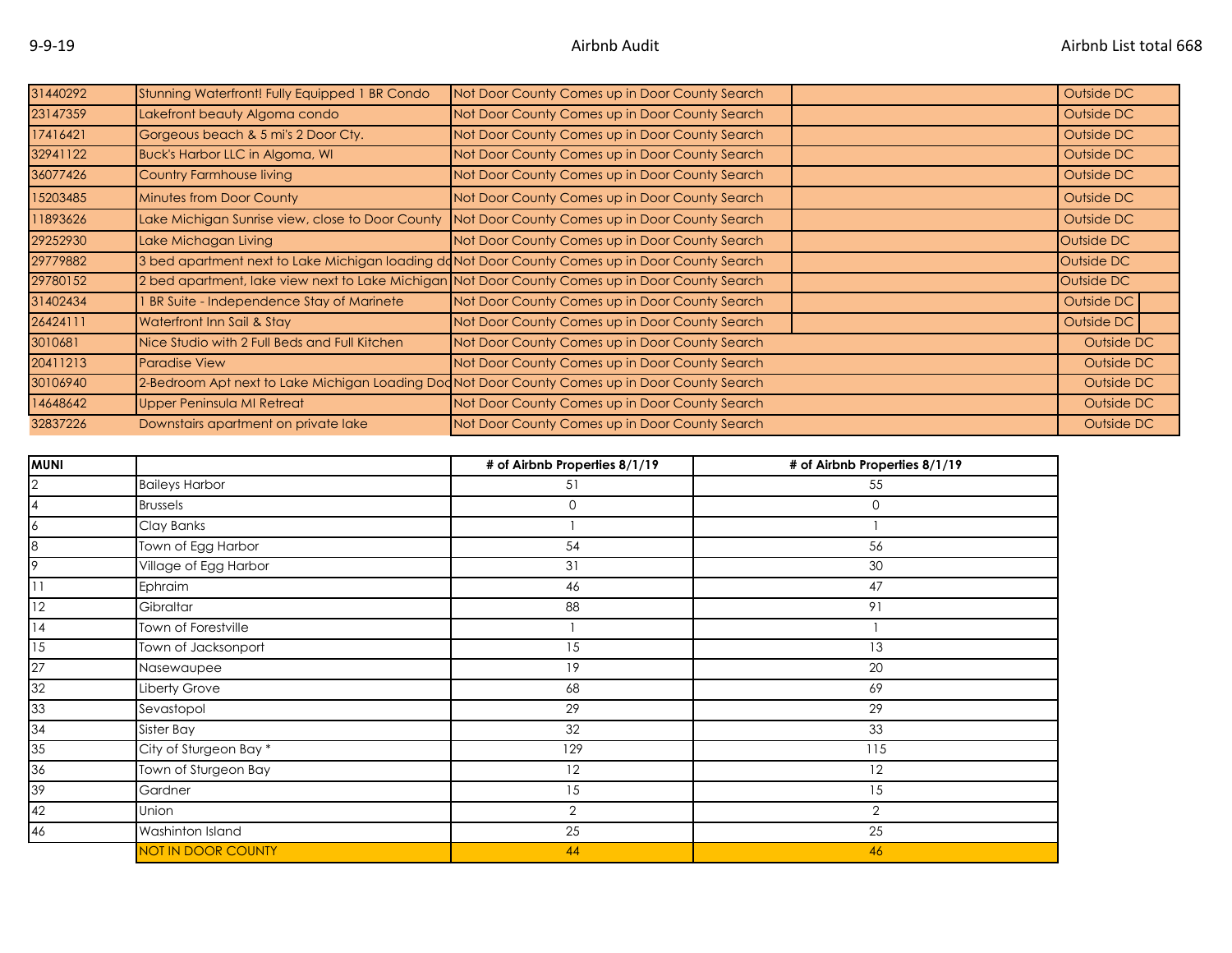| | | | | |
|---|---|---|---|---|
| 31440292 | Stunning Waterfront! Fully Equipped 1 BR Condo | Not Door County Comes up in Door County Search | | Outside DC |
| 23147359 | Lakefront beauty Algoma condo | Not Door County Comes up in Door County Search | | Outside DC |
| 17416421 | Gorgeous beach & 5 mi's 2 Door Cty. | Not Door County Comes up in Door County Search | | Outside DC |
| 32941122 | Buck's Harbor LLC in Algoma, WI | Not Door County Comes up in Door County Search | | Outside DC |
| 36077426 | Country Farmhouse living | Not Door County Comes up in Door County Search | | Outside DC |
| 15203485 | Minutes from Door County | Not Door County Comes up in Door County Search | | Outside DC |
| 11893626 | Lake Michigan Sunrise view, close to Door County | Not Door County Comes up in Door County Search | | Outside DC |
| 29252930 | Lake Michagan Living | Not Door County Comes up in Door County Search | | Outside DC |
| 29779882 | 3 bed apartment next to Lake Michigan loading do | Not Door County Comes up in Door County Search | | Outside DC |
| 29780152 | 2 bed apartment, lake view next to Lake Michigan | Not Door County Comes up in Door County Search | | Outside DC |
| 31402434 | 1 BR Suite - Independence Stay of Marinete | Not Door County Comes up in Door County Search | | Outside DC |
| 26424111 | Waterfront Inn Sail & Stay | Not Door County Comes up in Door County Search | | Outside DC |
| 3010681 | Nice Studio with 2 Full Beds and Full Kitchen | Not Door County Comes up in Door County Search | | Outside DC |
| 20411213 | Paradise View | Not Door County Comes up in Door County Search | | Outside DC |
| 30106940 | 2-Bedroom Apt next to Lake Michigan Loading Doc | Not Door County Comes up in Door County Search | | Outside DC |
| 14648642 | Upper Penisula MI Retreat | Not Door County Comes up in Door County Search | | Outside DC |
| 32837226 | Downstairs apartment on private lake | Not Door County Comes up in Door County Search | | Outside DC |

| MUNI | | # of Airbnb Properties 8/1/19 | # of Airbnb Properties 8/1/19 |
|---|---|---|---|
| 2 | Baileys Harbor | 51 | 55 |
| 4 | Brussels | 0 | 0 |
| 6 | Clay Banks | 1 | 1 |
| 8 | Town of Egg Harbor | 54 | 56 |
| 9 | Village of Egg Harbor | 31 | 30 |
| 11 | Ephraim | 46 | 47 |
| 12 | Gibraltar | 88 | 91 |
| 14 | Town of Forestville | 1 | 1 |
| 15 | Town of Jacksonport | 15 | 13 |
| 27 | Nasewaupee | 19 | 20 |
| 32 | Liberty Grove | 68 | 69 |
| 33 | Sevastopol | 29 | 29 |
| 34 | Sister Bay | 32 | 33 |
| 35 | City of Sturgeon Bay * | 129 | 115 |
| 36 | Town of Sturgeon Bay | 12 | 12 |
| 39 | Gardner | 15 | 15 |
| 42 | Union | 2 | 2 |
| 46 | Washinton Island | 25 | 25 |
| | NOT IN DOOR COUNTY | 44 | 46 |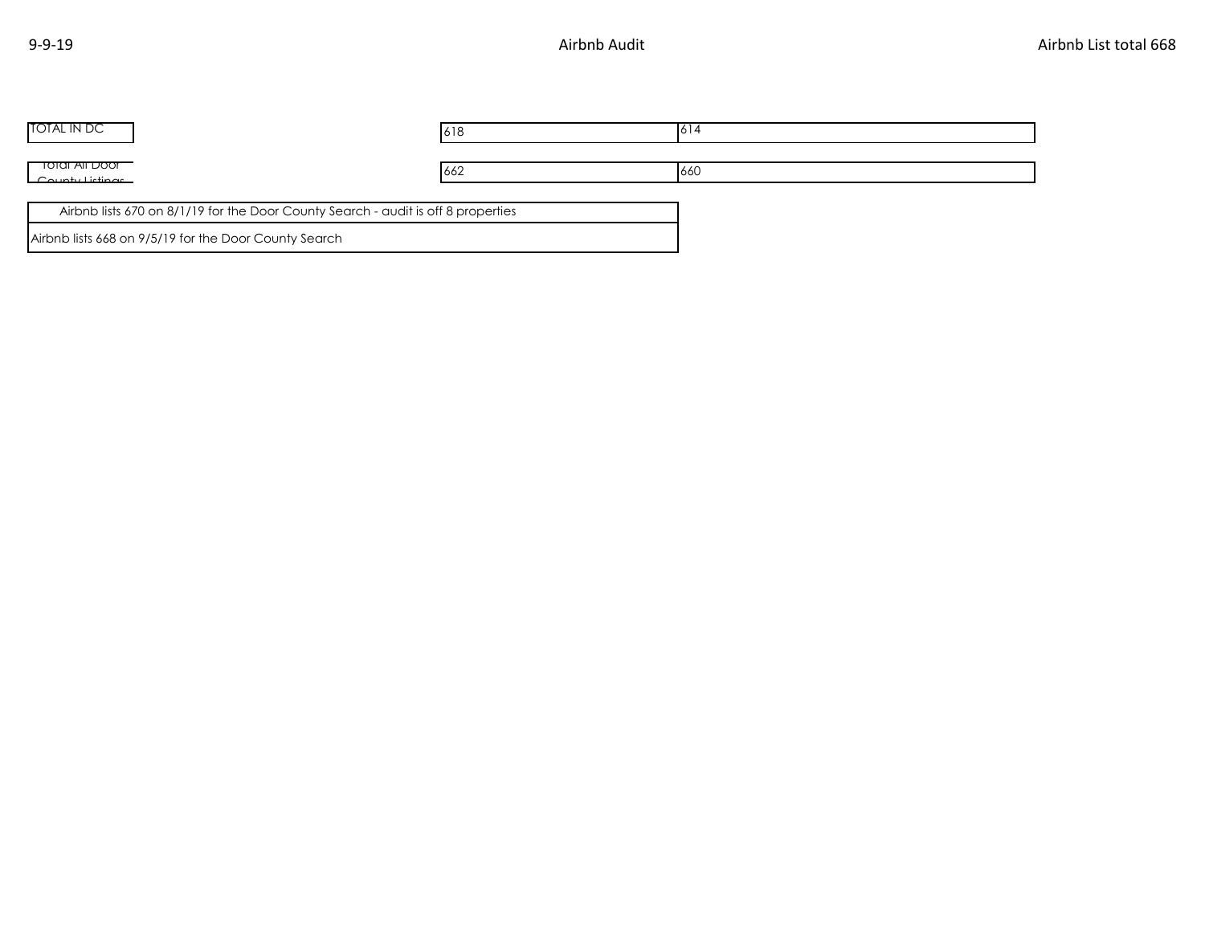9-9-19

# Airbnb Audit

Airbnb List total 668

| | | |
|---|---|---|
| TOTAL IN DC | 618 | 614 |
| Total All Door County Listings | 662 | 660 |

Airbnb lists 670 on 8/1/19 for the Door County Search - audit is off 8 properties

Airbnb lists 668 on 9/5/19 for the Door County Search